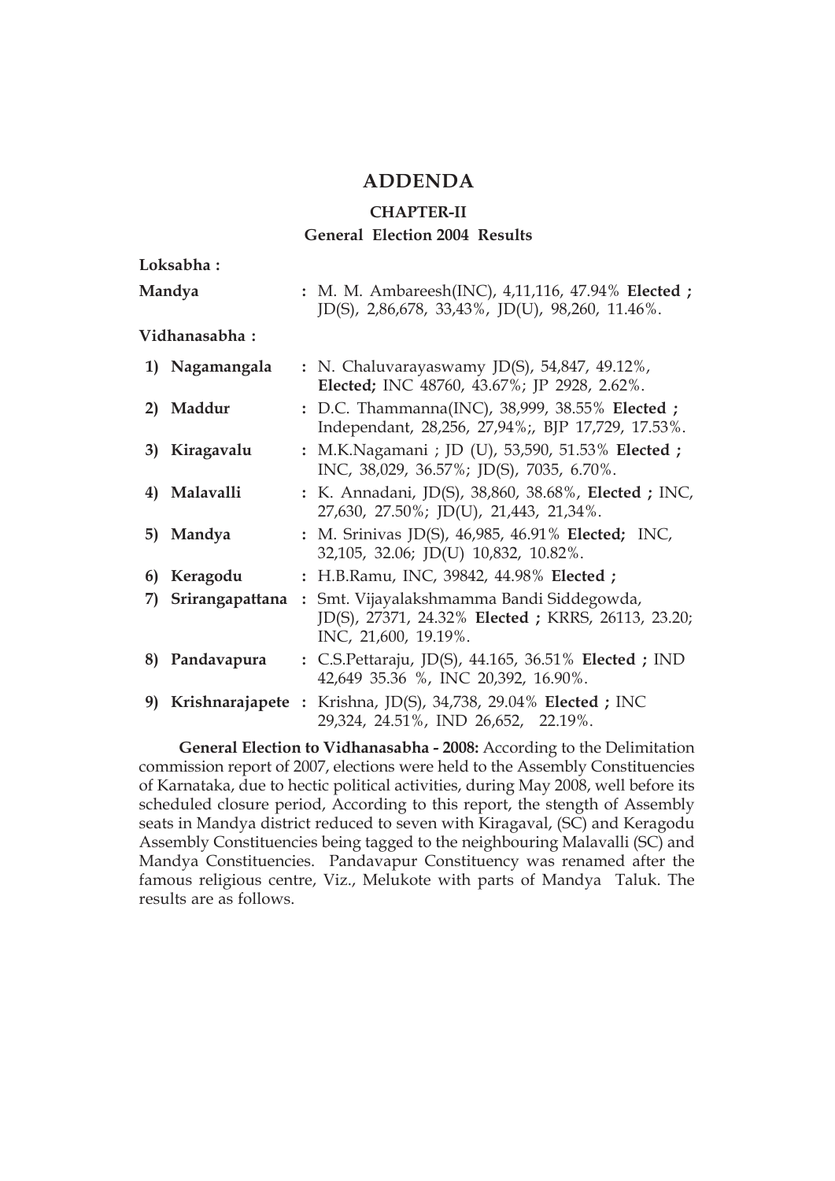# ADDENDA

## CHAPTER-II

### General Election 2004 Results

**Loksabha :**

**Mandya** : M. M. Ambareesh(INC), 4,11,116, 47.94% **Elected ;** JD(S), 2,86,678, 33,43%, JD(U), 98,260, 11.46%.

**Vidhanasabha :**

1) **Nagamangala** : N. Chaluvarayaswamy JD(S), 54,847, 49.12%, **Elected;** INC 48760, 43.67%; JP 2928, 2.62%.

2) **Maddur** : D.C. Thammanna(INC), 38,999, 38.55% **Elected ;** Independant, 28,256, 27,94%;, BJP 17,729, 17.53%.

3) **Kiragavalu** : M.K.Nagamani ; JD (U), 53,590, 51.53% **Elected ;** INC, 38,029, 36.57%; JD(S), 7035, 6.70%.

4) **Malavalli** : K. Annadani, JD(S), 38,860, 38.68%, **Elected ;** INC, 27,630, 27.50%; JD(U), 21,443, 21,34%.

5) **Mandya** : M. Srinivas JD(S), 46,985, 46.91% **Elected;** INC, 32,105, 32.06; JD(U) 10,832, 10.82%.

6) **Keragodu** : H.B.Ramu, INC, 39842, 44.98% **Elected ;**

7) **Srirangapattana** : Smt. Vijayalakshmamma Bandi Siddegowda, JD(S), 27371, 24.32% **Elected ;** KRRS, 26113, 23.20; INC, 21,600, 19.19%.

8) **Pandavapura** : C.S.Pettaraju, JD(S), 44.165, 36.51% **Elected ;** IND 42,649 35.36 %, INC 20,392, 16.90%.

9) **Krishnarajapete** : Krishna, JD(S), 34,738, 29.04% **Elected ;** INC 29,324, 24.51%, IND 26,652, 22.19%.

**General Election to Vidhanasabha - 2008:** According to the Delimitation commission report of 2007, elections were held to the Assembly Constituencies of Karnataka, due to hectic political activities, during May 2008, well before its scheduled closure period, According to this report, the stength of Assembly seats in Mandya district reduced to seven with Kiragaval, (SC) and Keragodu Assembly Constituencies being tagged to the neighbouring Malavalli (SC) and Mandya Constituencies. Pandavapur Constituency was renamed after the famous religious centre, Viz., Melukote with parts of Mandya Taluk. The results are as follows.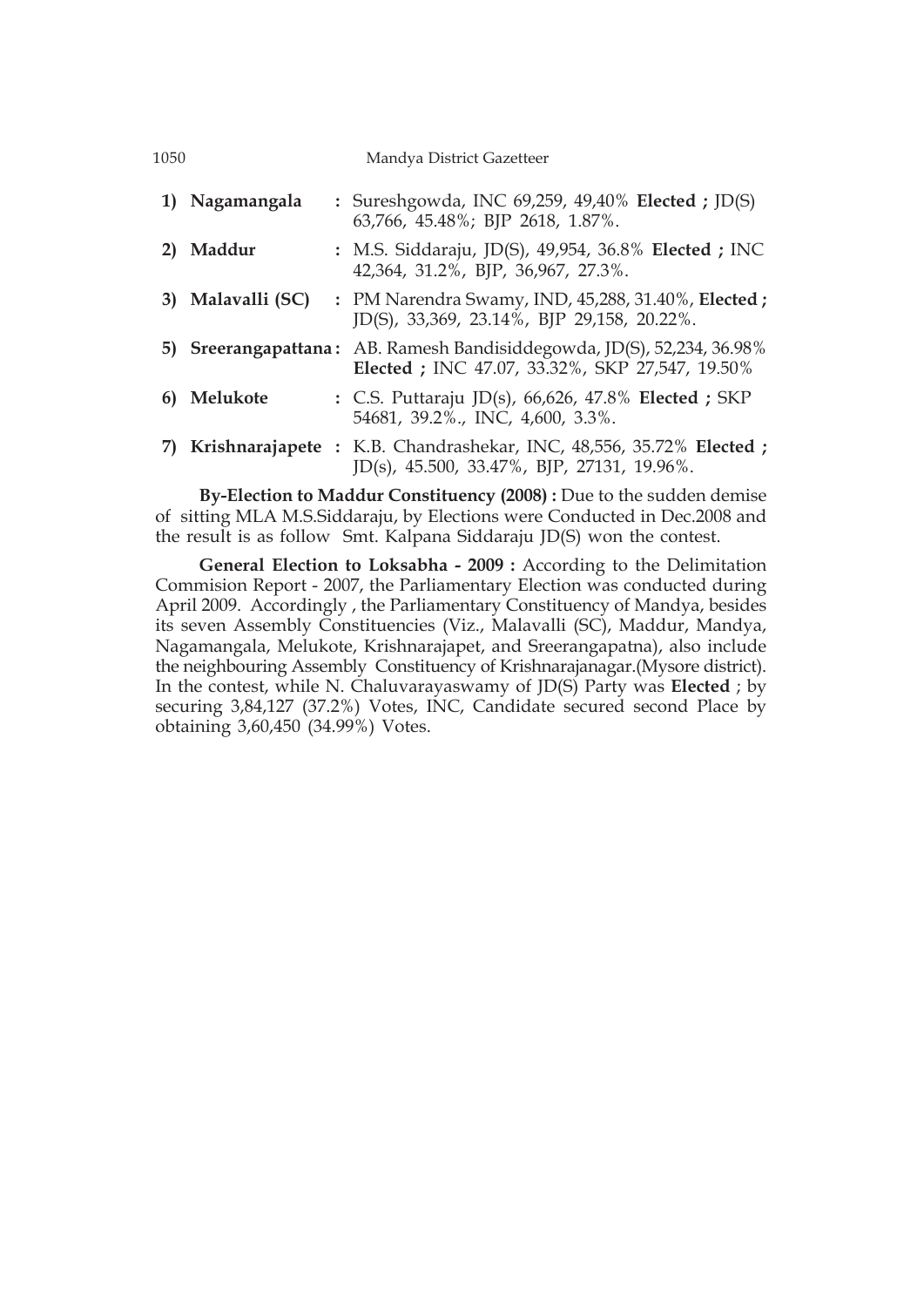| | | |
|---|---|---|
| 1) | **Nagamangala** | : Sureshgowda, INC 69,259, 49,40% **Elected ;** JD(S) 63,766, 45.48%; BJP 2618, 1.87%. |
| 2) | **Maddur** | : M.S. Siddaraju, JD(S), 49,954, 36.8% **Elected ;** INC 42,364, 31.2%, BJP, 36,967, 27.3%. |
| 3) | **Malavalli (SC)** | : PM Narendra Swamy, IND, 45,288, 31.40%, **Elected ;** JD(S), 33,369, 23.14%, BJP 29,158, 20.22%. |
| 5) | **Sreerangapattana** | : AB. Ramesh Bandisiddegowda, JD(S), 52,234, 36.98% **Elected ;** INC 47.07, 33.32%, SKP 27,547, 19.50% |
| 6) | **Melukote** | : C.S. Puttaraju JD(s), 66,626, 47.8% **Elected ;** SKP 54681, 39.2%., INC, 4,600, 3.3%. |
| 7) | **Krishnarajapete** | : K.B. Chandrashekar, INC, 48,556, 35.72% **Elected ;** JD(s), 45.500, 33.47%, BJP, 27131, 19.96%. |

**By-Election to Maddur Constituency (2008) :** Due to the sudden demise of sitting MLA M.S.Siddaraju, by Elections were Conducted in Dec.2008 and the result is as follow Smt. Kalpana Siddaraju JD(S) won the contest.

**General Election to Loksabha - 2009 :** According to the Delimitation Commision Report - 2007, the Parliamentary Election was conducted during April 2009. Accordingly , the Parliamentary Constituency of Mandya, besides its seven Assembly Constituencies (Viz., Malavalli (SC), Maddur, Mandya, Nagamangala, Melukote, Krishnarajapet, and Sreerangapatna), also include the neighbouring Assembly Constituency of Krishnarajanagar.(Mysore district). In the contest, while N. Chaluvarayaswamy of JD(S) Party was **Elected** ; by securing 3,84,127 (37.2%) Votes, INC, Candidate secured second Place by obtaining 3,60,450 (34.99%) Votes.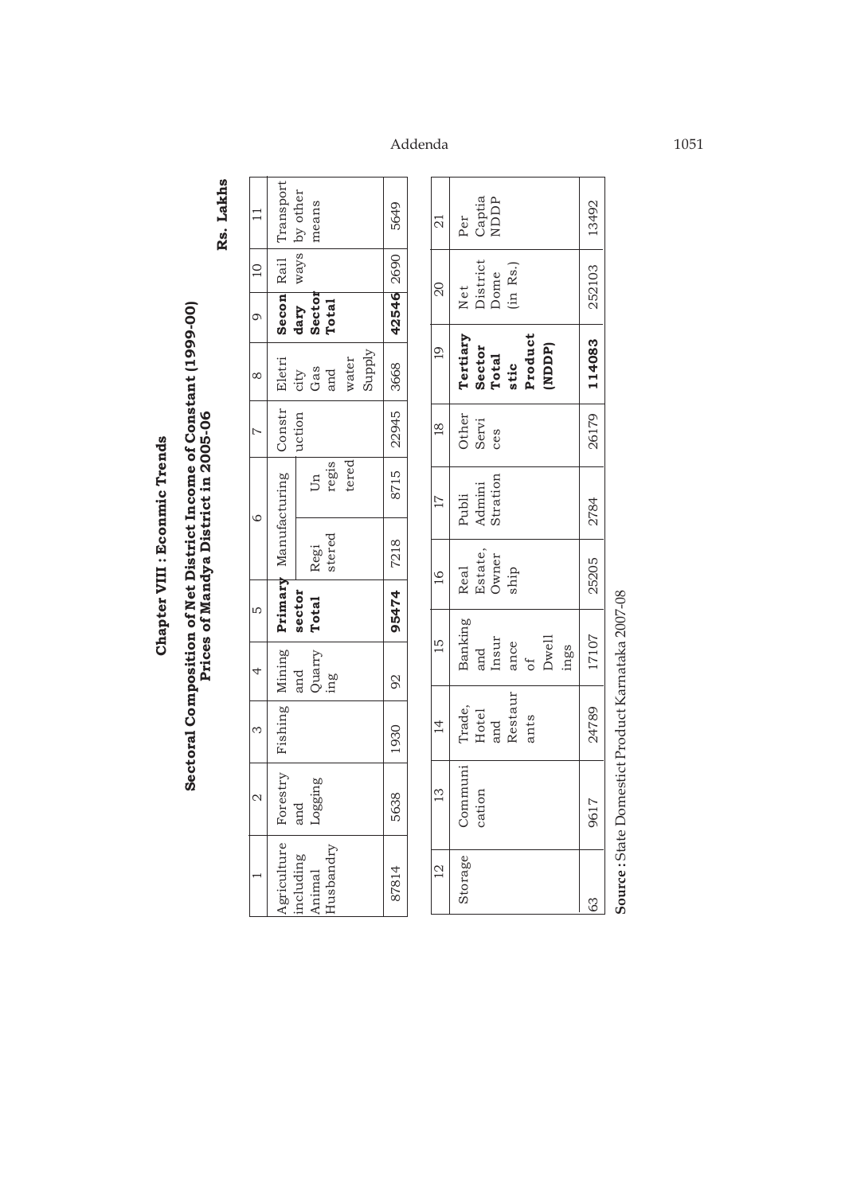# Chapter VIII : Econmic Trends

## Sectoral Composition of Net District Income of Constant (1999-00) Prices of Mandya District in 2005-06

**Rs. Lakhs**

| 1 | 2 | 3 | 4 | 5 | 6 | | 7 | 8 | 9 | 10 | 11 |
|---|---|---|---|---|---|---|---|---|---|---|---|
| Agriculture including Animal Husbandry | Forestry and Logging | Fishing | Mining and Quarrying | **Primary sector Total** | Manufacturing | | Construction | Eletricity Gas and water Supply | **Secondary Sector Total** | Railways | Transport by other means |
| | | | | | Registered | Unregistered | | | | | |
| 87814 | 5638 | 1930 | 92 | **95474** | 7218 | 8715 | 22945 | 3668 | **42546** | 2690 | 5649 |

| 12 | 13 | 14 | 15 | 16 | 17 | 18 | 19 | 20 | 21 |
|---|---|---|---|---|---|---|---|---|---|
| Storage | Communication | Trade, Hotel and Restaurants | Banking and Insurance of Dwellings | Real Estate, Ownership | Public AdminiStration | Other Services | **Tertiary Sector Total stic Product (NDDP)** | Net District Dome (in Rs.) | Per Captia NDDP |
| 63 | 9617 | 24789 | 17107 | 25205 | 2784 | 26179 | **114083** | 252103 | 13492 |

**Source :** State Domestict Product Karnataka 2007-08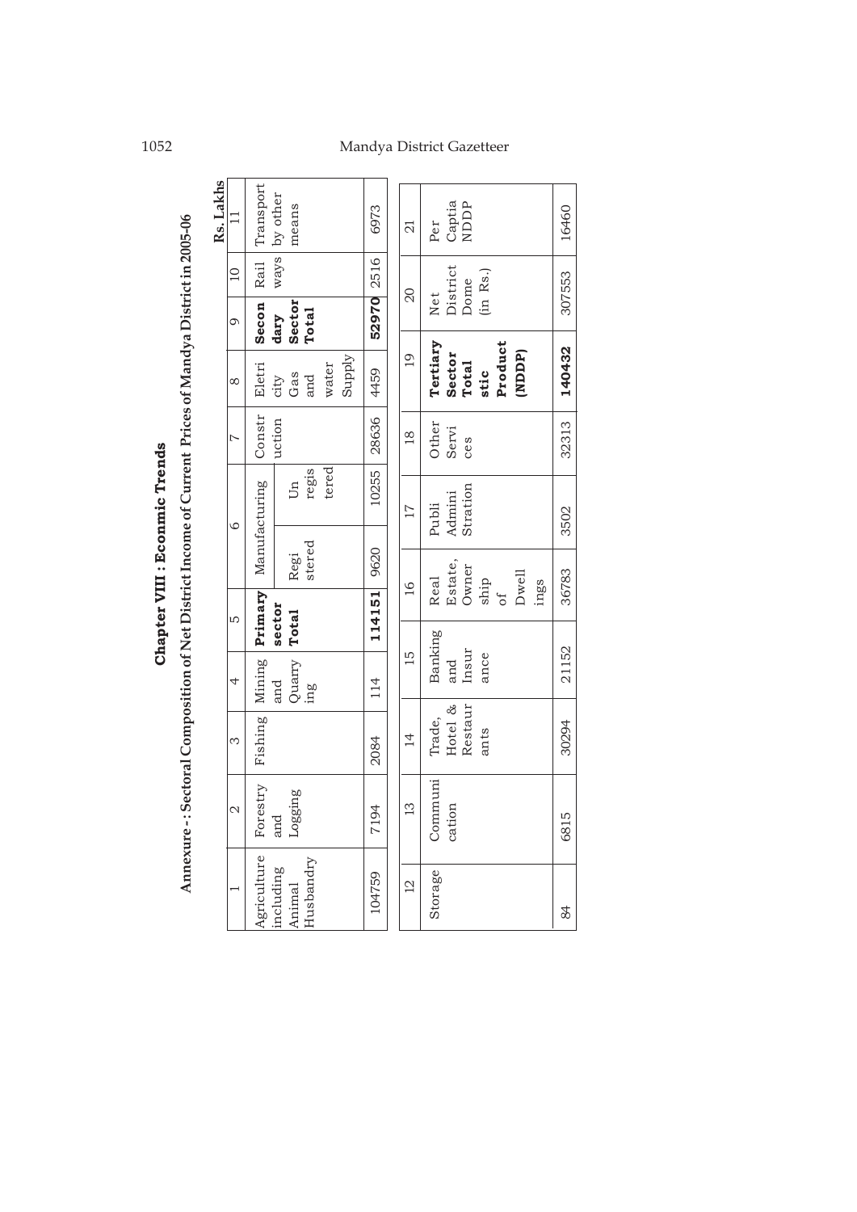**Chapter VIII : Economic Trends**

**Annexure - : Sectoral Composition of Net District Income of Current Prices of Mandya District in 2005-06**

**Rs. Lakhs**

| 1 | 2 | 3 | 4 | 5 | 6 | | 7 | 8 | 9 | 10 | 11 |
|---|---|---|---|---|---|---|---|---|---|---|---|
| Agriculture including Animal Husbandry | Forestry and Logging | Fishing | Mining and Quarrying | **Primary sector Total** | Manufacturing | | Construction | Eletricity Gas and water Supply | **Secondary Sector Total** | Railways | Transport by other means |
| | | | | | Registered | Unregistered | | | | | |
| 104759 | 7194 | 2084 | 114 | **114151** | 9620 | 10255 | 28636 | 4459 | **52970** | 2516 | 6973 |

| 12 | 13 | 14 | 15 | 16 | 17 | 18 | 19 | 20 | 21 |
|---|---|---|---|---|---|---|---|---|---|
| Storage | Communication | Trade, Hotel & Restaurants | Banking and Insurance | Real Estate, Ownership of Dwellings | Publi Admini Stration | Other Services | **Tertiary Sector Total stic Product (NDDP)** | Net District Dome (in Rs.) | Per Captia NDDP |
| 84 | 6815 | 30294 | 21152 | 36783 | 3502 | 32313 | **140432** | 307553 | 16460 |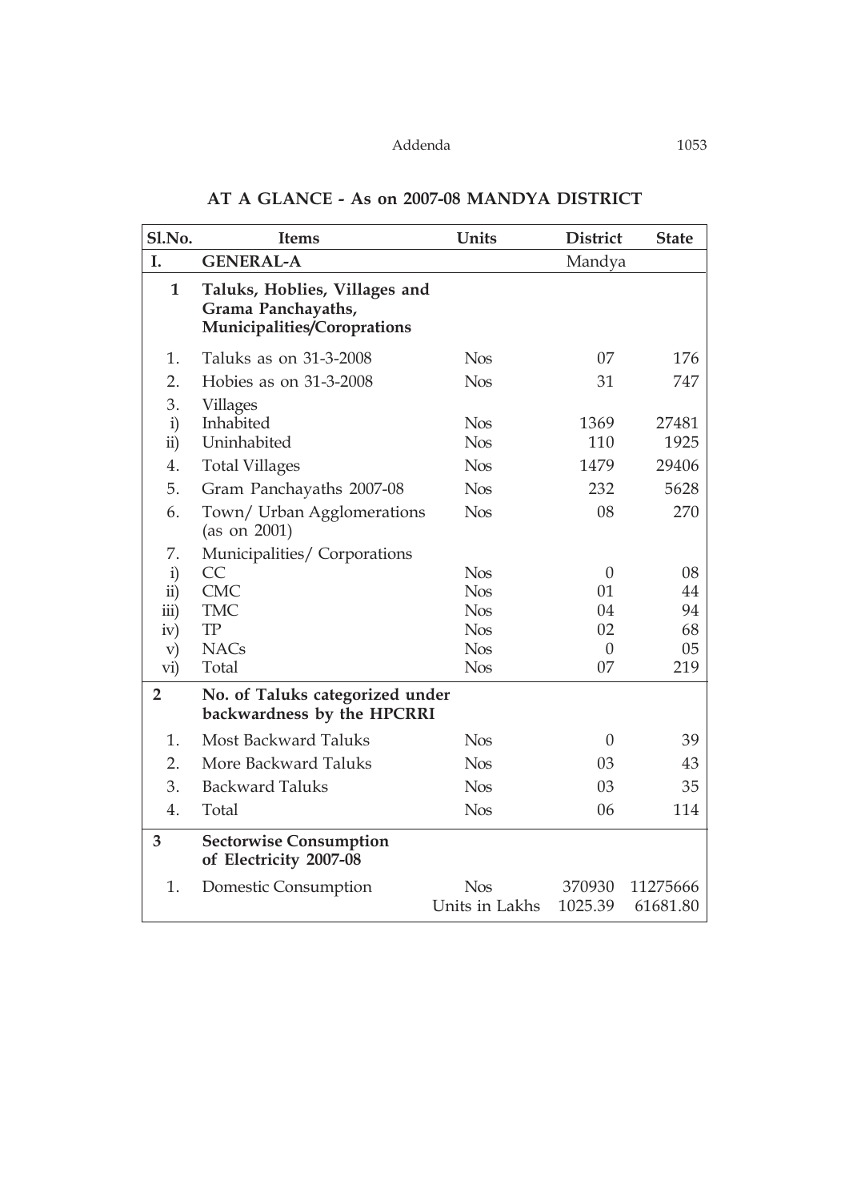## AT A GLANCE - As on 2007-08 MANDYA DISTRICT

| Sl.No. | Items | Units | District | State |
|---|---|---|---|---|
| I. | **GENERAL-A** | | Mandya | |
| **1** | **Taluks, Hoblies, Villages and Grama Panchayaths, Municipalities/Coroprations** | | | |
| 1. | Taluks as on 31-3-2008 | Nos | 07 | 176 |
| 2. | Hobies as on 31-3-2008 | Nos | 31 | 747 |
| 3. | Villages | | | |
| i) | Inhabited | Nos | 1369 | 27481 |
| ii) | Uninhabited | Nos | 110 | 1925 |
| 4. | Total Villages | Nos | 1479 | 29406 |
| 5. | Gram Panchayaths 2007-08 | Nos | 232 | 5628 |
| 6. | Town/ Urban Agglomerations (as on 2001) | Nos | 08 | 270 |
| 7. | Municipalities/ Corporations | | | |
| i) | CC | Nos | 0 | 08 |
| ii) | CMC | Nos | 01 | 44 |
| iii) | TMC | Nos | 04 | 94 |
| iv) | TP | Nos | 02 | 68 |
| v) | NACs | Nos | 0 | 05 |
| vi) | Total | Nos | 07 | 219 |
| **2** | **No. of Taluks categorized under backwardness by the HPCRRI** | | | |
| 1. | Most Backward Taluks | Nos | 0 | 39 |
| 2. | More Backward Taluks | Nos | 03 | 43 |
| 3. | Backward Taluks | Nos | 03 | 35 |
| 4. | Total | Nos | 06 | 114 |
| **3** | **Sectorwise Consumption of Electricity 2007-08** | | | |
| 1. | Domestic Consumption | Nos | 370930 | 11275666 |
| | | Units in Lakhs | 1025.39 | 61681.80 |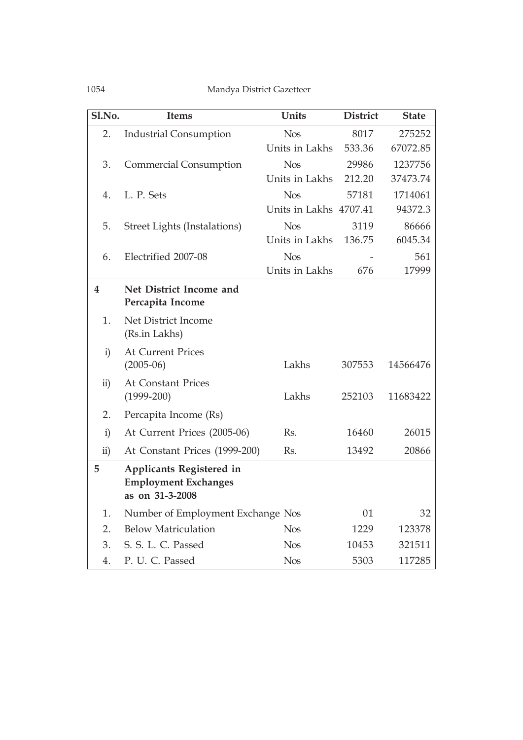| Sl.No. | Items | Units | District | State |
|---|---|---|---|---|
| 2. | Industrial Consumption | Nos | 8017 | 275252 |
| | | Units in Lakhs | 533.36 | 67072.85 |
| 3. | Commercial Consumption | Nos | 29986 | 1237756 |
| | | Units in Lakhs | 212.20 | 37473.74 |
| 4. | L. P. Sets | Nos | 57181 | 1714061 |
| | | Units in Lakhs | 4707.41 | 94372.3 |
| 5. | Street Lights (Instalations) | Nos | 3119 | 86666 |
| | | Units in Lakhs | 136.75 | 6045.34 |
| 6. | Electrified 2007-08 | Nos | - | 561 |
| | | Units in Lakhs | 676 | 17999 |
| **4** | **Net District Income and Percapita Income** | | | |
| 1. | Net District Income (Rs.in Lakhs) | | | |
| i) | At Current Prices (2005-06) | Lakhs | 307553 | 14566476 |
| ii) | At Constant Prices (1999-200) | Lakhs | 252103 | 11683422 |
| 2. | Percapita Income (Rs) | | | |
| i) | At Current Prices (2005-06) | Rs. | 16460 | 26015 |
| ii) | At Constant Prices (1999-200) | Rs. | 13492 | 20866 |
| **5** | **Applicants Registered in Employment Exchanges as on 31-3-2008** | | | |
| 1. | Number of Employment Exchange | Nos | 01 | 32 |
| 2. | Below Matriculation | Nos | 1229 | 123378 |
| 3. | S. S. L. C. Passed | Nos | 10453 | 321511 |
| 4. | P. U. C. Passed | Nos | 5303 | 117285 |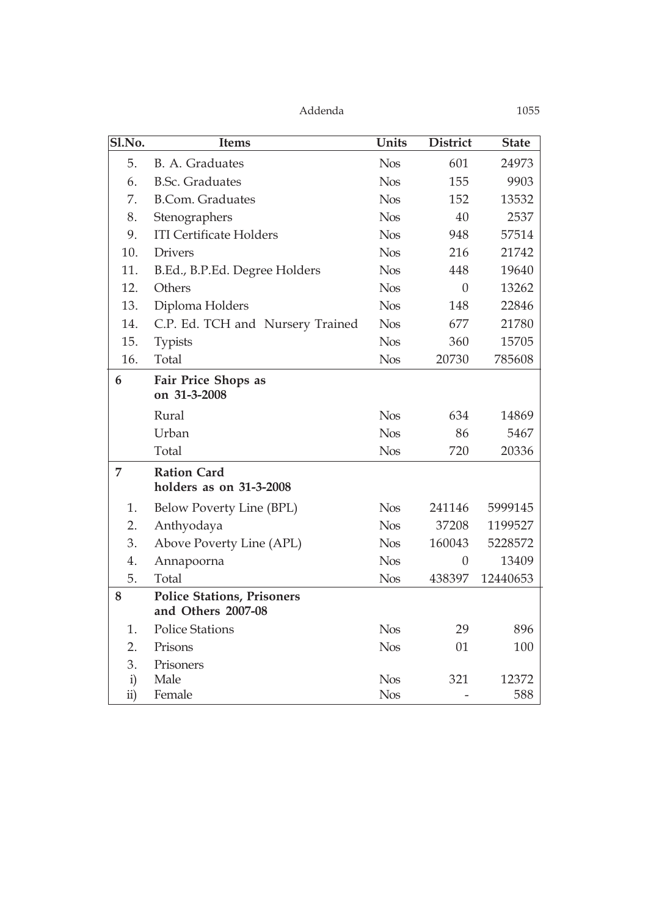| Sl.No. | Items | Units | District | State |
|---|---|---|---|---|
| 5. | B. A. Graduates | Nos | 601 | 24973 |
| 6. | B.Sc. Graduates | Nos | 155 | 9903 |
| 7. | B.Com. Graduates | Nos | 152 | 13532 |
| 8. | Stenographers | Nos | 40 | 2537 |
| 9. | ITI Certificate Holders | Nos | 948 | 57514 |
| 10. | Drivers | Nos | 216 | 21742 |
| 11. | B.Ed., B.P.Ed. Degree Holders | Nos | 448 | 19640 |
| 12. | Others | Nos | 0 | 13262 |
| 13. | Diploma Holders | Nos | 148 | 22846 |
| 14. | C.P. Ed. TCH and Nursery Trained | Nos | 677 | 21780 |
| 15. | Typists | Nos | 360 | 15705 |
| 16. | Total | Nos | 20730 | 785608 |
| **6** | **Fair Price Shops as on 31-3-2008** | | | |
| | Rural | Nos | 634 | 14869 |
| | Urban | Nos | 86 | 5467 |
| | Total | Nos | 720 | 20336 |
| **7** | **Ration Card holders as on 31-3-2008** | | | |
| 1. | Below Poverty Line (BPL) | Nos | 241146 | 5999145 |
| 2. | Anthyodaya | Nos | 37208 | 1199527 |
| 3. | Above Poverty Line (APL) | Nos | 160043 | 5228572 |
| 4. | Annapoorna | Nos | 0 | 13409 |
| 5. | Total | Nos | 438397 | 12440653 |
| **8** | **Police Stations, Prisoners and Others 2007-08** | | | |
| 1. | Police Stations | Nos | 29 | 896 |
| 2. | Prisons | Nos | 01 | 100 |
| 3. | Prisoners | | | |
| i) | Male | Nos | 321 | 12372 |
| ii) | Female | Nos | - | 588 |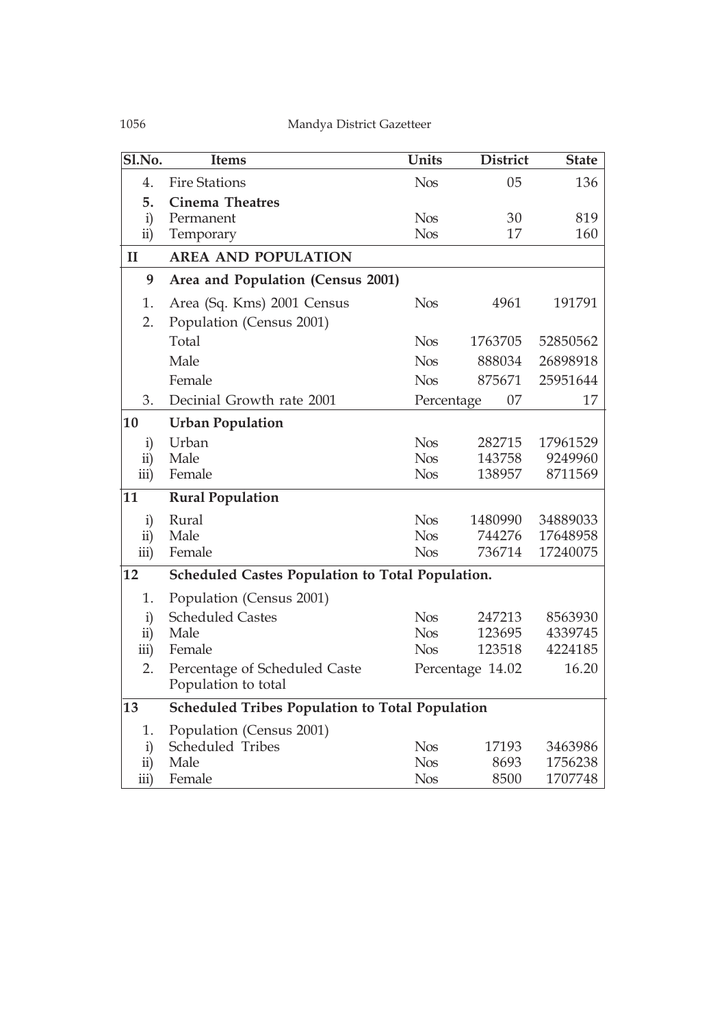| Sl.No. | Items | Units | District | State |
|---|---|---|---|---|
| 4. | Fire Stations | Nos | 05 | 136 |
| **5.** | **Cinema Theatres** | | | |
| i) | Permanent | Nos | 30 | 819 |
| ii) | Temporary | Nos | 17 | 160 |
| **II** | **AREA AND POPULATION** | | | |
| **9** | **Area and Population (Census 2001)** | | | |
| 1. | Area (Sq. Kms) 2001 Census | Nos | 4961 | 191791 |
| 2. | Population (Census 2001) | | | |
| | Total | Nos | 1763705 | 52850562 |
| | Male | Nos | 888034 | 26898918 |
| | Female | Nos | 875671 | 25951644 |
| 3. | Decinial Growth rate 2001 | Percentage | 07 | 17 |
| **10** | **Urban Population** | | | |
| i) | Urban | Nos | 282715 | 17961529 |
| ii) | Male | Nos | 143758 | 9249960 |
| iii) | Female | Nos | 138957 | 8711569 |
| **11** | **Rural Population** | | | |
| i) | Rural | Nos | 1480990 | 34889033 |
| ii) | Male | Nos | 744276 | 17648958 |
| iii) | Female | Nos | 736714 | 17240075 |
| **12** | **Scheduled Castes Population to Total Population.** | | | |
| 1. | Population (Census 2001) | | | |
| i) | Scheduled Castes | Nos | 247213 | 8563930 |
| ii) | Male | Nos | 123695 | 4339745 |
| iii) | Female | Nos | 123518 | 4224185 |
| 2. | Percentage of Scheduled Caste Population to total | Percentage | 14.02 | 16.20 |
| **13** | **Scheduled Tribes Population to Total Population** | | | |
| 1. | Population (Census 2001) | | | |
| i) | Scheduled Tribes | Nos | 17193 | 3463986 |
| ii) | Male | Nos | 8693 | 1756238 |
| iii) | Female | Nos | 8500 | 1707748 |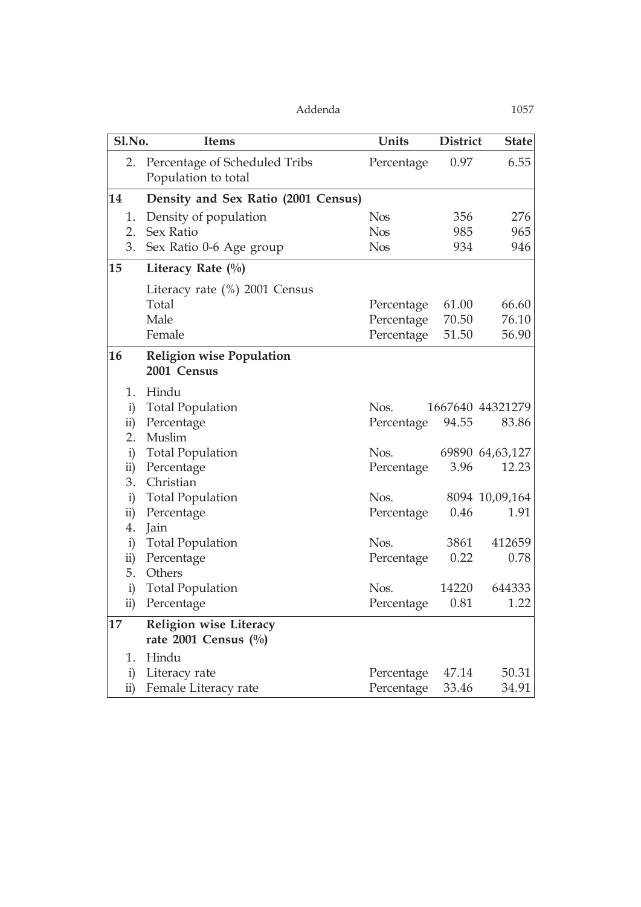| Sl.No. | Items | Units | District | State |
|---|---|---|---|---|
| 2. | Percentage of Scheduled Tribs Population to total | Percentage | 0.97 | 6.55 |
| **14** | **Density and Sex Ratio (2001 Census)** | | | |
| 1. | Density of population | Nos | 356 | 276 |
| 2. | Sex Ratio | Nos | 985 | 965 |
| 3. | Sex Ratio 0-6 Age group | Nos | 934 | 946 |
| **15** | **Literacy Rate (%)** | | | |
| | Literacy rate (%) 2001 Census | | | |
| | Total | Percentage | 61.00 | 66.60 |
| | Male | Percentage | 70.50 | 76.10 |
| | Female | Percentage | 51.50 | 56.90 |
| **16** | **Religion wise Population 2001 Census** | | | |
| 1. | Hindu | | | |
| i) | Total Population | Nos. | 1667640 | 44321279 |
| ii) | Percentage | Percentage | 94.55 | 83.86 |
| 2. | Muslim | | | |
| i) | Total Population | Nos. | 69890 | 64,63,127 |
| ii) | Percentage | Percentage | 3.96 | 12.23 |
| 3. | Christian | | | |
| i) | Total Population | Nos. | 8094 | 10,09,164 |
| ii) | Percentage | Percentage | 0.46 | 1.91 |
| 4. | Jain | | | |
| i) | Total Population | Nos. | 3861 | 412659 |
| ii) | Percentage | Percentage | 0.22 | 0.78 |
| 5. | Others | | | |
| i) | Total Population | Nos. | 14220 | 644333 |
| ii) | Percentage | Percentage | 0.81 | 1.22 |
| **17** | **Religion wise Literacy rate 2001 Census (%)** | | | |
| 1. | Hindu | | | |
| i) | Literacy rate | Percentage | 47.14 | 50.31 |
| ii) | Female Literacy rate | Percentage | 33.46 | 34.91 |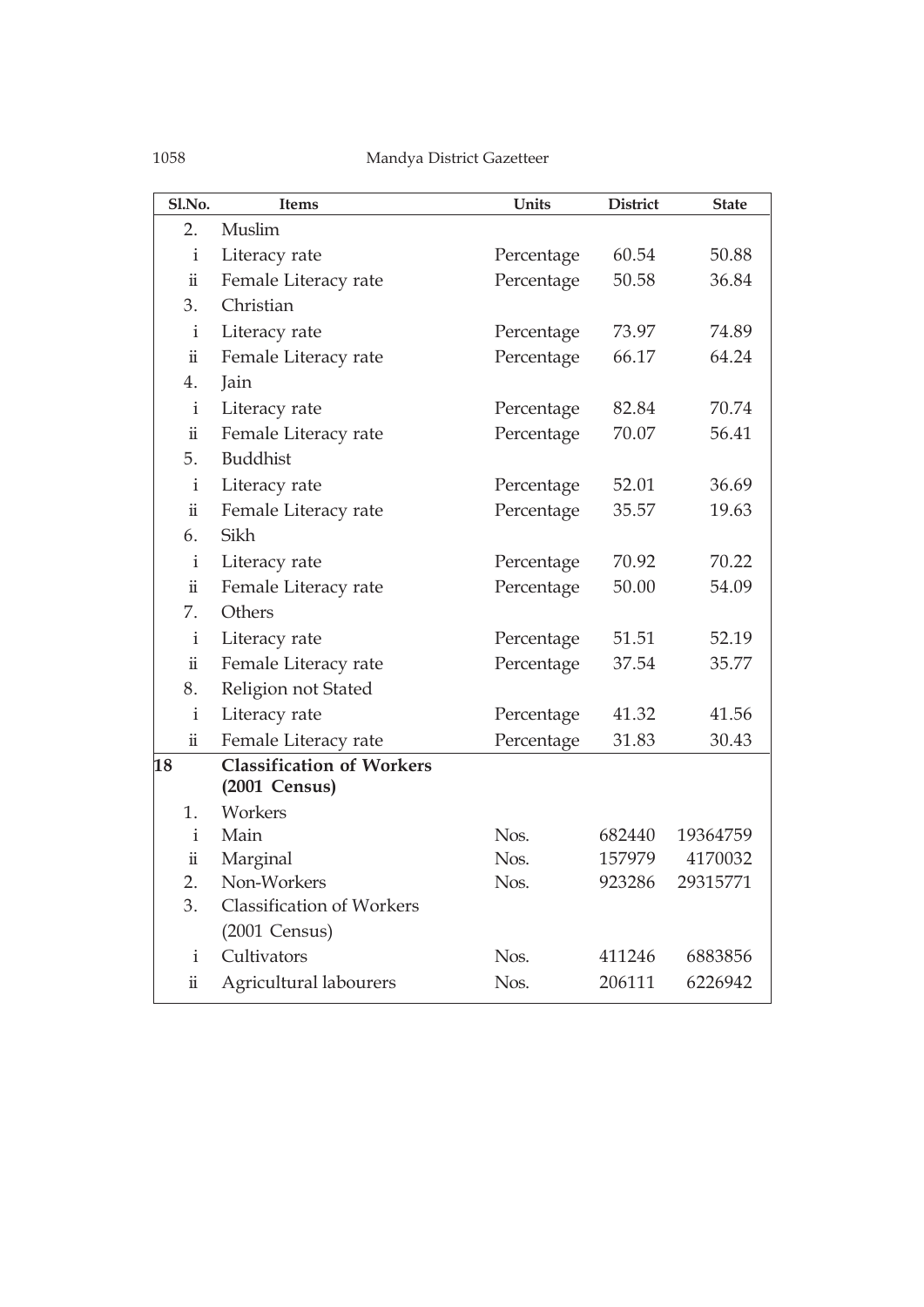| Sl.No. | Items | Units | District | State |
|---|---|---|---|---|
| 2. | Muslim | | | |
| i | Literacy rate | Percentage | 60.54 | 50.88 |
| ii | Female Literacy rate | Percentage | 50.58 | 36.84 |
| 3. | Christian | | | |
| i | Literacy rate | Percentage | 73.97 | 74.89 |
| ii | Female Literacy rate | Percentage | 66.17 | 64.24 |
| 4. | Jain | | | |
| i | Literacy rate | Percentage | 82.84 | 70.74 |
| ii | Female Literacy rate | Percentage | 70.07 | 56.41 |
| 5. | Buddhist | | | |
| i | Literacy rate | Percentage | 52.01 | 36.69 |
| ii | Female Literacy rate | Percentage | 35.57 | 19.63 |
| 6. | Sikh | | | |
| i | Literacy rate | Percentage | 70.92 | 70.22 |
| ii | Female Literacy rate | Percentage | 50.00 | 54.09 |
| 7. | Others | | | |
| i | Literacy rate | Percentage | 51.51 | 52.19 |
| ii | Female Literacy rate | Percentage | 37.54 | 35.77 |
| 8. | Religion not Stated | | | |
| i | Literacy rate | Percentage | 41.32 | 41.56 |
| ii | Female Literacy rate | Percentage | 31.83 | 30.43 |
| **18** | **Classification of Workers (2001 Census)** | | | |
| 1. | Workers | | | |
| i | Main | Nos. | 682440 | 19364759 |
| ii | Marginal | Nos. | 157979 | 4170032 |
| 2. | Non-Workers | Nos. | 923286 | 29315771 |
| 3. | Classification of Workers (2001 Census) | | | |
| i | Cultivators | Nos. | 411246 | 6883856 |
| ii | Agricultural labourers | Nos. | 206111 | 6226942 |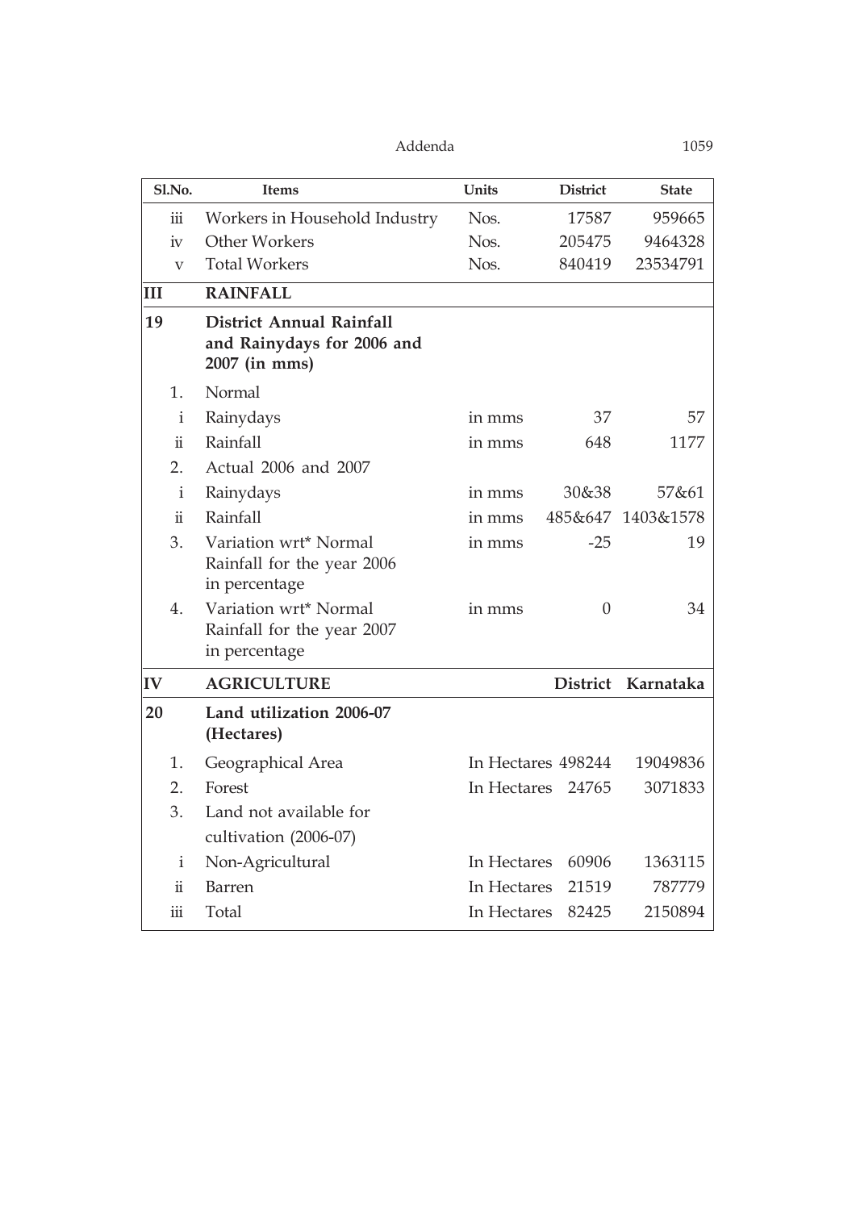| Sl.No. | Items | Units | District | State |
|---|---|---|---|---|
| iii | Workers in Household Industry | Nos. | 17587 | 959665 |
| iv | Other Workers | Nos. | 205475 | 9464328 |
| v | Total Workers | Nos. | 840419 | 23534791 |
| **III** | **RAINFALL** | | | |
| **19** | **District Annual Rainfall and Rainydays for 2006 and 2007 (in mms)** | | | |
| 1. | Normal | | | |
| i | Rainydays | in mms | 37 | 57 |
| ii | Rainfall | in mms | 648 | 1177 |
| 2. | Actual 2006 and 2007 | | | |
| i | Rainydays | in mms | 30&38 | 57&61 |
| ii | Rainfall | in mms | 485&647 | 1403&1578 |
| 3. | Variation wrt* Normal Rainfall for the year 2006 in percentage | in mms | -25 | 19 |
| 4. | Variation wrt* Normal Rainfall for the year 2007 in percentage | in mms | 0 | 34 |
| **IV** | **AGRICULTURE** | | **District** | **Karnataka** |
| **20** | **Land utilization 2006-07 (Hectares)** | | | |
| 1. | Geographical Area | In Hectares | 498244 | 19049836 |
| 2. | Forest | In Hectares | 24765 | 3071833 |
| 3. | Land not available for cultivation (2006-07) | | | |
| i | Non-Agricultural | In Hectares | 60906 | 1363115 |
| ii | Barren | In Hectares | 21519 | 787779 |
| iii | Total | In Hectares | 82425 | 2150894 |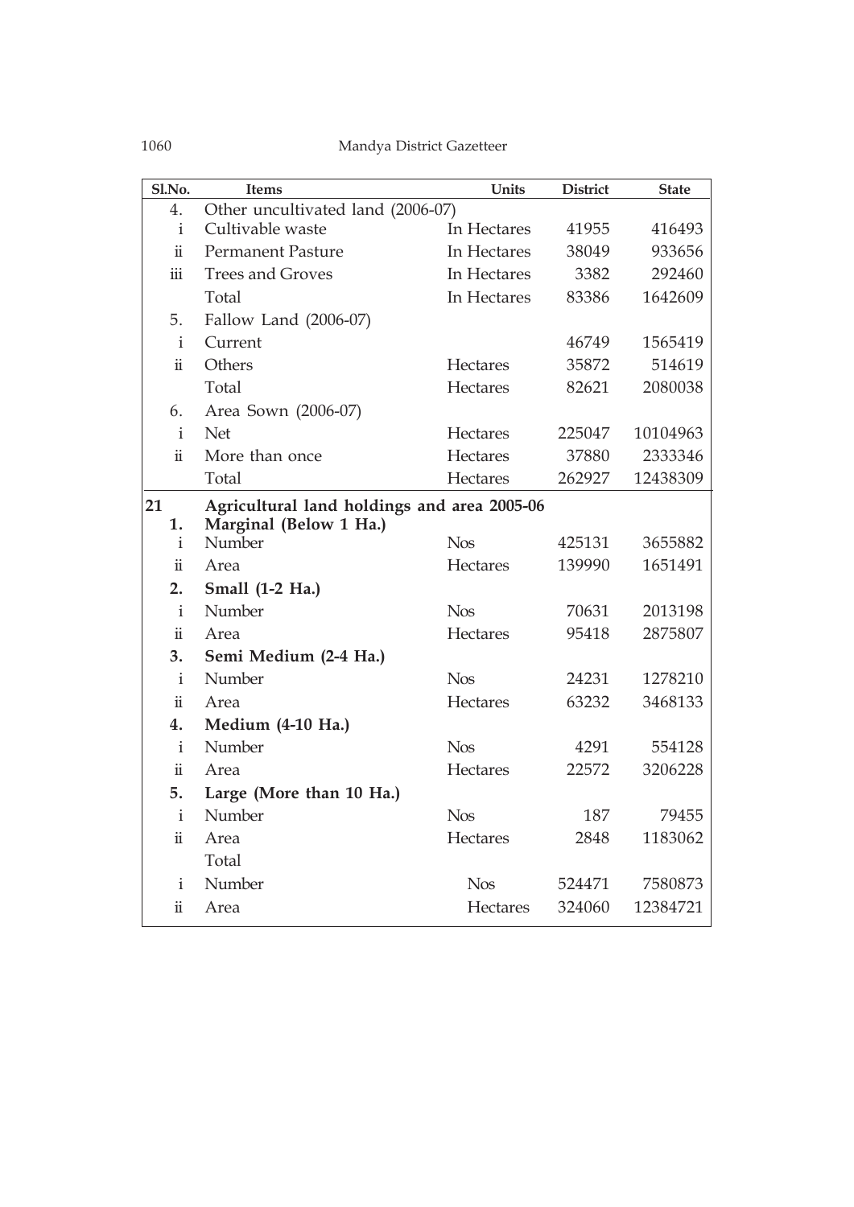| Sl.No. | Items | Units | District | State |
|---|---|---|---|---|
| 4. | Other uncultivated land (2006-07) | | | |
| i | Cultivable waste | In Hectares | 41955 | 416493 |
| ii | Permanent Pasture | In Hectares | 38049 | 933656 |
| iii | Trees and Groves | In Hectares | 3382 | 292460 |
| | Total | In Hectares | 83386 | 1642609 |
| 5. | Fallow Land (2006-07) | | | |
| i | Current | | 46749 | 1565419 |
| ii | Others | Hectares | 35872 | 514619 |
| | Total | Hectares | 82621 | 2080038 |
| 6. | Area Sown (2006-07) | | | |
| i | Net | Hectares | 225047 | 10104963 |
| ii | More than once | Hectares | 37880 | 2333346 |
| | Total | Hectares | 262927 | 12438309 |
| **21** | **Agricultural land holdings and area 2005-06** | | | |
| **1.** | **Marginal (Below 1 Ha.)** | | | |
| i | Number | Nos | 425131 | 3655882 |
| ii | Area | Hectares | 139990 | 1651491 |
| **2.** | **Small (1-2 Ha.)** | | | |
| i | Number | Nos | 70631 | 2013198 |
| ii | Area | Hectares | 95418 | 2875807 |
| **3.** | **Semi Medium (2-4 Ha.)** | | | |
| i | Number | Nos | 24231 | 1278210 |
| ii | Area | Hectares | 63232 | 3468133 |
| **4.** | **Medium (4-10 Ha.)** | | | |
| i | Number | Nos | 4291 | 554128 |
| ii | Area | Hectares | 22572 | 3206228 |
| **5.** | **Large (More than 10 Ha.)** | | | |
| i | Number | Nos | 187 | 79455 |
| ii | Area | Hectares | 2848 | 1183062 |
| | Total | | | |
| i | Number | Nos | 524471 | 7580873 |
| ii | Area | Hectares | 324060 | 12384721 |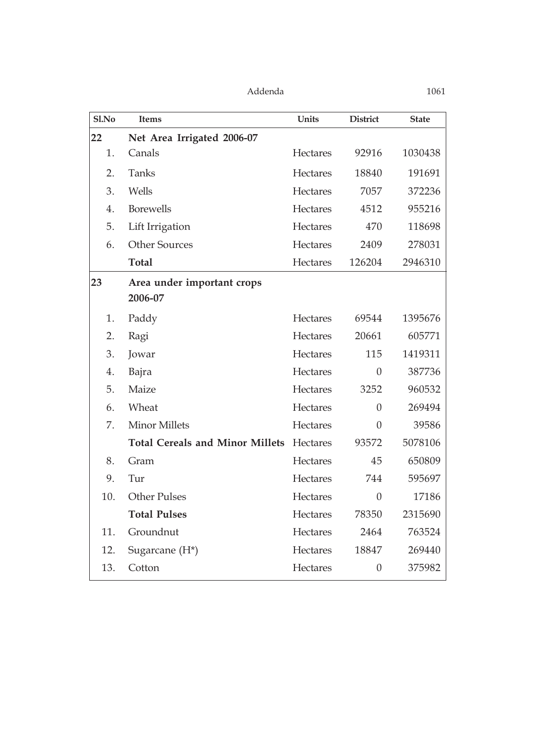| Sl.No | Items | Units | District | State |
|---|---|---|---|---|
| **22** | **Net Area Irrigated 2006-07** | | | |
| 1. | Canals | Hectares | 92916 | 1030438 |
| 2. | Tanks | Hectares | 18840 | 191691 |
| 3. | Wells | Hectares | 7057 | 372236 |
| 4. | Borewells | Hectares | 4512 | 955216 |
| 5. | Lift Irrigation | Hectares | 470 | 118698 |
| 6. | Other Sources | Hectares | 2409 | 278031 |
| | **Total** | Hectares | 126204 | 2946310 |
| **23** | **Area under important crops 2006-07** | | | |
| 1. | Paddy | Hectares | 69544 | 1395676 |
| 2. | Ragi | Hectares | 20661 | 605771 |
| 3. | Jowar | Hectares | 115 | 1419311 |
| 4. | Bajra | Hectares | 0 | 387736 |
| 5. | Maize | Hectares | 3252 | 960532 |
| 6. | Wheat | Hectares | 0 | 269494 |
| 7. | Minor Millets | Hectares | 0 | 39586 |
| | **Total Cereals and Minor Millets** | Hectares | 93572 | 5078106 |
| 8. | Gram | Hectares | 45 | 650809 |
| 9. | Tur | Hectares | 744 | 595697 |
| 10. | Other Pulses | Hectares | 0 | 17186 |
| | **Total Pulses** | Hectares | 78350 | 2315690 |
| 11. | Groundnut | Hectares | 2464 | 763524 |
| 12. | Sugarcane (H*) | Hectares | 18847 | 269440 |
| 13. | Cotton | Hectares | 0 | 375982 |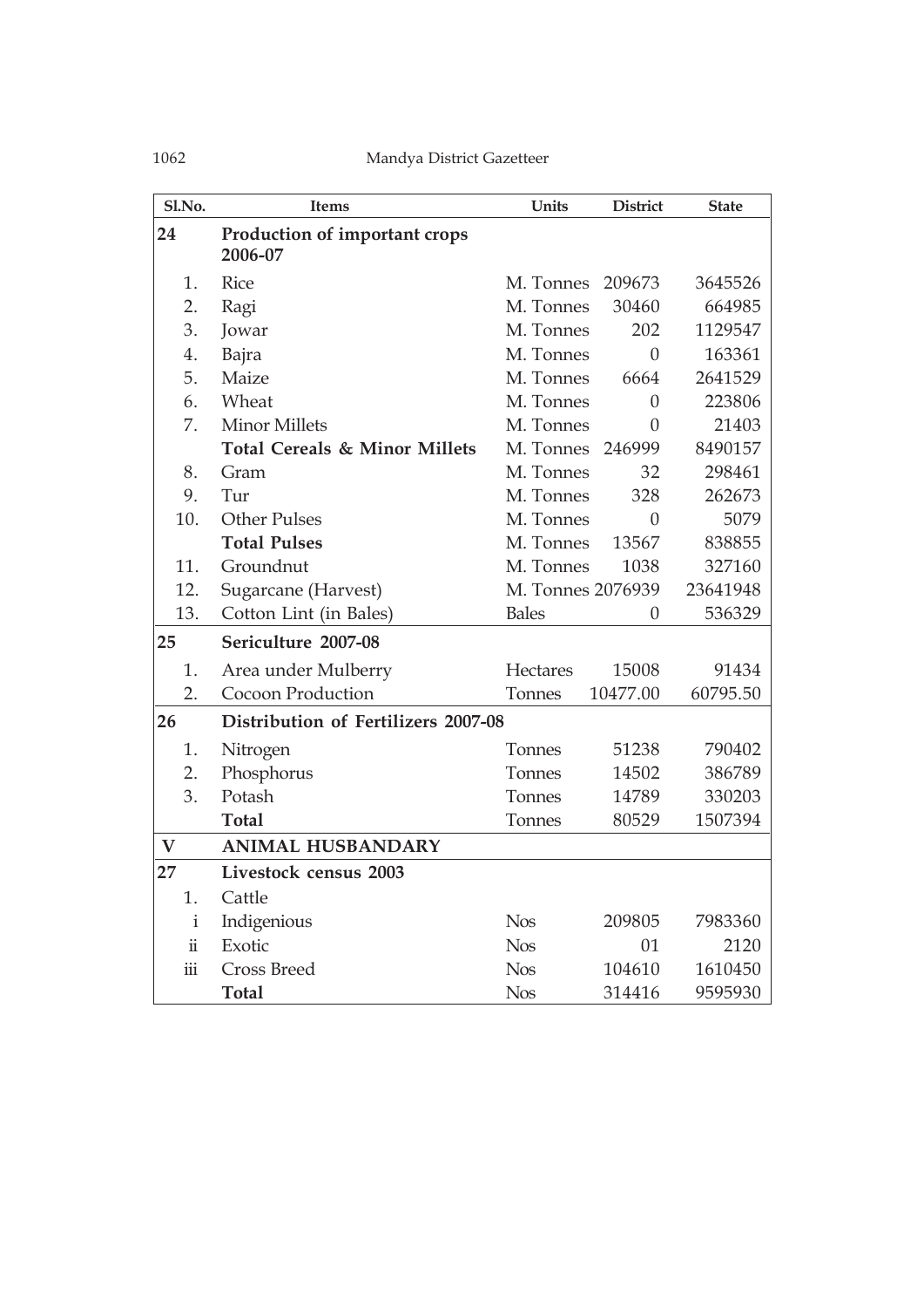| Sl.No. | Items | Units | District | State |
|---|---|---|---|---|
| **24** | **Production of important crops 2006-07** | | | |
| 1. | Rice | M. Tonnes | 209673 | 3645526 |
| 2. | Ragi | M. Tonnes | 30460 | 664985 |
| 3. | Jowar | M. Tonnes | 202 | 1129547 |
| 4. | Bajra | M. Tonnes | 0 | 163361 |
| 5. | Maize | M. Tonnes | 6664 | 2641529 |
| 6. | Wheat | M. Tonnes | 0 | 223806 |
| 7. | Minor Millets | M. Tonnes | 0 | 21403 |
| | **Total Cereals & Minor Millets** | M. Tonnes | 246999 | 8490157 |
| 8. | Gram | M. Tonnes | 32 | 298461 |
| 9. | Tur | M. Tonnes | 328 | 262673 |
| 10. | Other Pulses | M. Tonnes | 0 | 5079 |
| | **Total Pulses** | M. Tonnes | 13567 | 838855 |
| 11. | Groundnut | M. Tonnes | 1038 | 327160 |
| 12. | Sugarcane (Harvest) | M. Tonnes | 2076939 | 23641948 |
| 13. | Cotton Lint (in Bales) | Bales | 0 | 536329 |
| **25** | **Sericulture 2007-08** | | | |
| 1. | Area under Mulberry | Hectares | 15008 | 91434 |
| 2. | Cocoon Production | Tonnes | 10477.00 | 60795.50 |
| **26** | **Distribution of Fertilizers 2007-08** | | | |
| 1. | Nitrogen | Tonnes | 51238 | 790402 |
| 2. | Phosphorus | Tonnes | 14502 | 386789 |
| 3. | Potash | Tonnes | 14789 | 330203 |
| | **Total** | Tonnes | 80529 | 1507394 |
| **V** | **ANIMAL HUSBANDARY** | | | |
| **27** | **Livestock census 2003** | | | |
| 1. | Cattle | | | |
| i | Indigenious | Nos | 209805 | 7983360 |
| ii | Exotic | Nos | 01 | 2120 |
| iii | Cross Breed | Nos | 104610 | 1610450 |
| | **Total** | Nos | 314416 | 9595930 |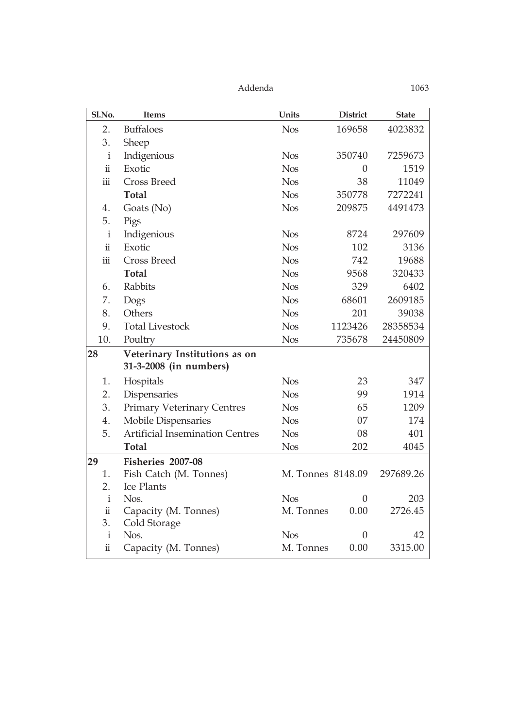| Sl.No. | Items | Units | District | State |
|---|---|---|---|---|
| 2. | Buffaloes | Nos | 169658 | 4023832 |
| 3. | Sheep | | | |
| i | Indigenious | Nos | 350740 | 7259673 |
| ii | Exotic | Nos | 0 | 1519 |
| iii | Cross Breed | Nos | 38 | 11049 |
| | **Total** | Nos | 350778 | 7272241 |
| 4. | Goats (No) | Nos | 209875 | 4491473 |
| 5. | Pigs | | | |
| i | Indigenious | Nos | 8724 | 297609 |
| ii | Exotic | Nos | 102 | 3136 |
| iii | Cross Breed | Nos | 742 | 19688 |
| | **Total** | Nos | 9568 | 320433 |
| 6. | Rabbits | Nos | 329 | 6402 |
| 7. | Dogs | Nos | 68601 | 2609185 |
| 8. | Others | Nos | 201 | 39038 |
| 9. | Total Livestock | Nos | 1123426 | 28358534 |
| 10. | Poultry | Nos | 735678 | 24450809 |
| **28** | **Veterinary Institutions as on 31-3-2008 (in numbers)** | | | |
| 1. | Hospitals | Nos | 23 | 347 |
| 2. | Dispensaries | Nos | 99 | 1914 |
| 3. | Primary Veterinary Centres | Nos | 65 | 1209 |
| 4. | Mobile Dispensaries | Nos | 07 | 174 |
| 5. | Artificial Insemination Centres | Nos | 08 | 401 |
| | **Total** | Nos | 202 | 4045 |
| **29** | **Fisheries 2007-08** | | | |
| 1. | Fish Catch (M. Tonnes) | M. Tonnes | 8148.09 | 297689.26 |
| 2. | Ice Plants | | | |
| i | Nos. | Nos | 0 | 203 |
| ii | Capacity (M. Tonnes) | M. Tonnes | 0.00 | 2726.45 |
| 3. | Cold Storage | | | |
| i | Nos. | Nos | 0 | 42 |
| ii | Capacity (M. Tonnes) | M. Tonnes | 0.00 | 3315.00 |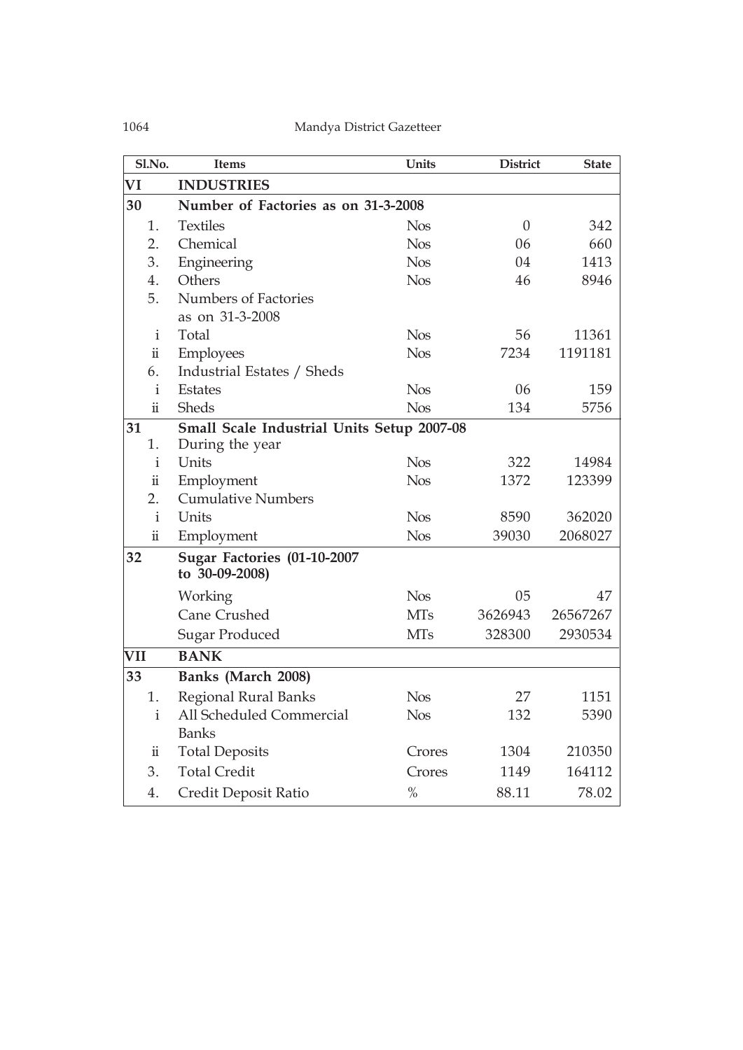| Sl.No. | Items | Units | District | State |
|---|---|---|---|---|
| **VI** | **INDUSTRIES** | | | |
| **30** | **Number of Factories as on 31-3-2008** | | | |
| 1. | Textiles | Nos | 0 | 342 |
| 2. | Chemical | Nos | 06 | 660 |
| 3. | Engineering | Nos | 04 | 1413 |
| 4. | Others | Nos | 46 | 8946 |
| 5. | Numbers of Factories as on 31-3-2008 | | | |
| i | Total | Nos | 56 | 11361 |
| ii | Employees | Nos | 7234 | 1191181 |
| 6. | Industrial Estates / Sheds | | | |
| i | Estates | Nos | 06 | 159 |
| ii | Sheds | Nos | 134 | 5756 |
| **31** | **Small Scale Industrial Units Setup 2007-08** | | | |
| 1. | During the year | | | |
| i | Units | Nos | 322 | 14984 |
| ii | Employment | Nos | 1372 | 123399 |
| 2. | Cumulative Numbers | | | |
| i | Units | Nos | 8590 | 362020 |
| ii | Employment | Nos | 39030 | 2068027 |
| **32** | **Sugar Factories (01-10-2007 to 30-09-2008)** | | | |
| | Working | Nos | 05 | 47 |
| | Cane Crushed | MTs | 3626943 | 26567267 |
| | Sugar Produced | MTs | 328300 | 2930534 |
| **VII** | **BANK** | | | |
| **33** | **Banks (March 2008)** | | | |
| 1. | Regional Rural Banks | Nos | 27 | 1151 |
| i | All Scheduled Commercial Banks | Nos | 132 | 5390 |
| ii | Total Deposits | Crores | 1304 | 210350 |
| 3. | Total Credit | Crores | 1149 | 164112 |
| 4. | Credit Deposit Ratio | % | 88.11 | 78.02 |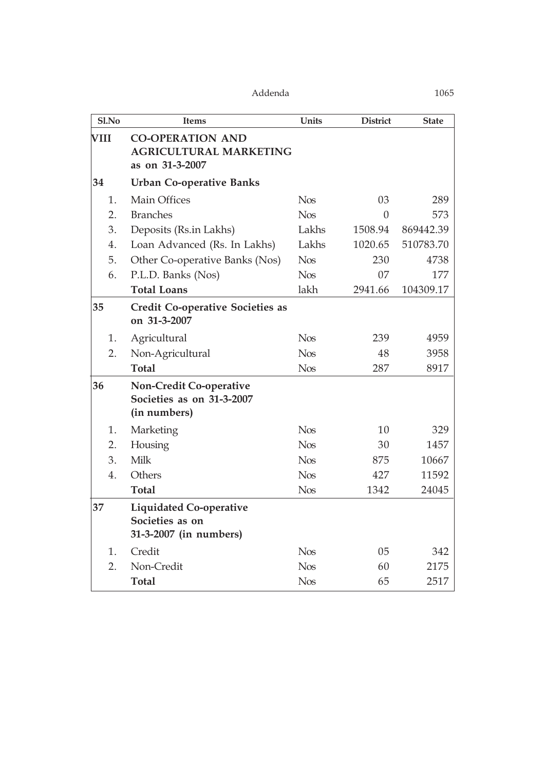| Sl.No | Items | Units | District | State |
|---|---|---|---|---|
| **VIII** | **CO-OPERATION AND AGRICULTURAL MARKETING as on 31-3-2007** | | | |
| **34** | **Urban Co-operative Banks** | | | |
| 1. | Main Offices | Nos | 03 | 289 |
| 2. | Branches | Nos | 0 | 573 |
| 3. | Deposits (Rs.in Lakhs) | Lakhs | 1508.94 | 869442.39 |
| 4. | Loan Advanced (Rs. In Lakhs) | Lakhs | 1020.65 | 510783.70 |
| 5. | Other Co-operative Banks (Nos) | Nos | 230 | 4738 |
| 6. | P.L.D. Banks (Nos) | Nos | 07 | 177 |
| | **Total Loans** | lakh | 2941.66 | 104309.17 |
| **35** | **Credit Co-operative Societies as on 31-3-2007** | | | |
| 1. | Agricultural | Nos | 239 | 4959 |
| 2. | Non-Agricultural | Nos | 48 | 3958 |
| | **Total** | Nos | 287 | 8917 |
| **36** | **Non-Credit Co-operative Societies as on 31-3-2007 (in numbers)** | | | |
| 1. | Marketing | Nos | 10 | 329 |
| 2. | Housing | Nos | 30 | 1457 |
| 3. | Milk | Nos | 875 | 10667 |
| 4. | Others | Nos | 427 | 11592 |
| | **Total** | Nos | 1342 | 24045 |
| **37** | **Liquidated Co-operative Societies as on 31-3-2007 (in numbers)** | | | |
| 1. | Credit | Nos | 05 | 342 |
| 2. | Non-Credit | Nos | 60 | 2175 |
| | **Total** | Nos | 65 | 2517 |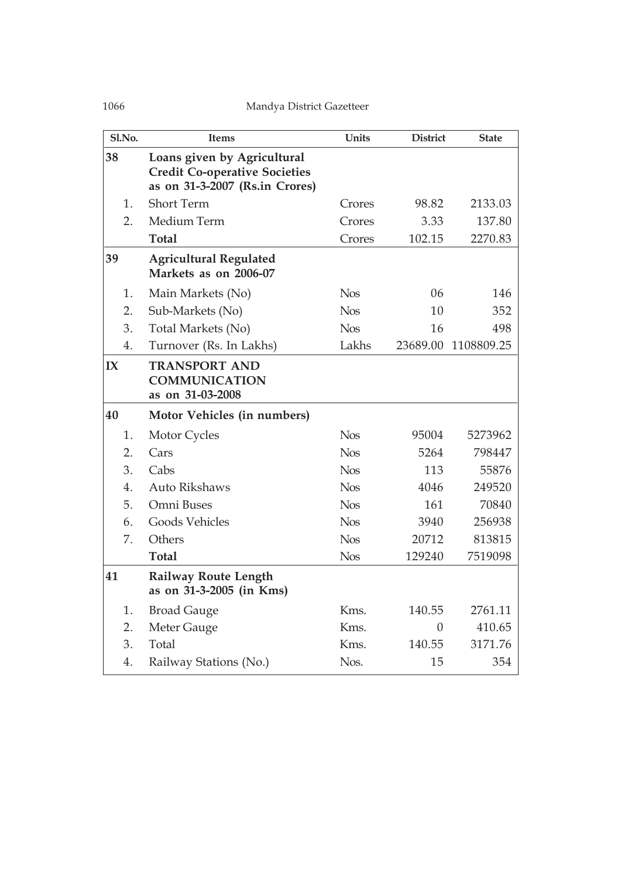| Sl.No. | Items | Units | District | State |
|---|---|---|---|---|
| **38** | **Loans given by Agricultural Credit Co-operative Societies as on 31-3-2007 (Rs.in Crores)** | | | |
| 1. | Short Term | Crores | 98.82 | 2133.03 |
| 2. | Medium Term | Crores | 3.33 | 137.80 |
| | **Total** | Crores | 102.15 | 2270.83 |
| **39** | **Agricultural Regulated Markets as on 2006-07** | | | |
| 1. | Main Markets (No) | Nos | 06 | 146 |
| 2. | Sub-Markets (No) | Nos | 10 | 352 |
| 3. | Total Markets (No) | Nos | 16 | 498 |
| 4. | Turnover (Rs. In Lakhs) | Lakhs | 23689.00 | 1108809.25 |
| **IX** | **TRANSPORT AND COMMUNICATION as on 31-03-2008** | | | |
| **40** | **Motor Vehicles (in numbers)** | | | |
| 1. | Motor Cycles | Nos | 95004 | 5273962 |
| 2. | Cars | Nos | 5264 | 798447 |
| 3. | Cabs | Nos | 113 | 55876 |
| 4. | Auto Rikshaws | Nos | 4046 | 249520 |
| 5. | Omni Buses | Nos | 161 | 70840 |
| 6. | Goods Vehicles | Nos | 3940 | 256938 |
| 7. | Others | Nos | 20712 | 813815 |
| | **Total** | Nos | 129240 | 7519098 |
| **41** | **Railway Route Length as on 31-3-2005 (in Kms)** | | | |
| 1. | Broad Gauge | Kms. | 140.55 | 2761.11 |
| 2. | Meter Gauge | Kms. | 0 | 410.65 |
| 3. | Total | Kms. | 140.55 | 3171.76 |
| 4. | Railway Stations (No.) | Nos. | 15 | 354 |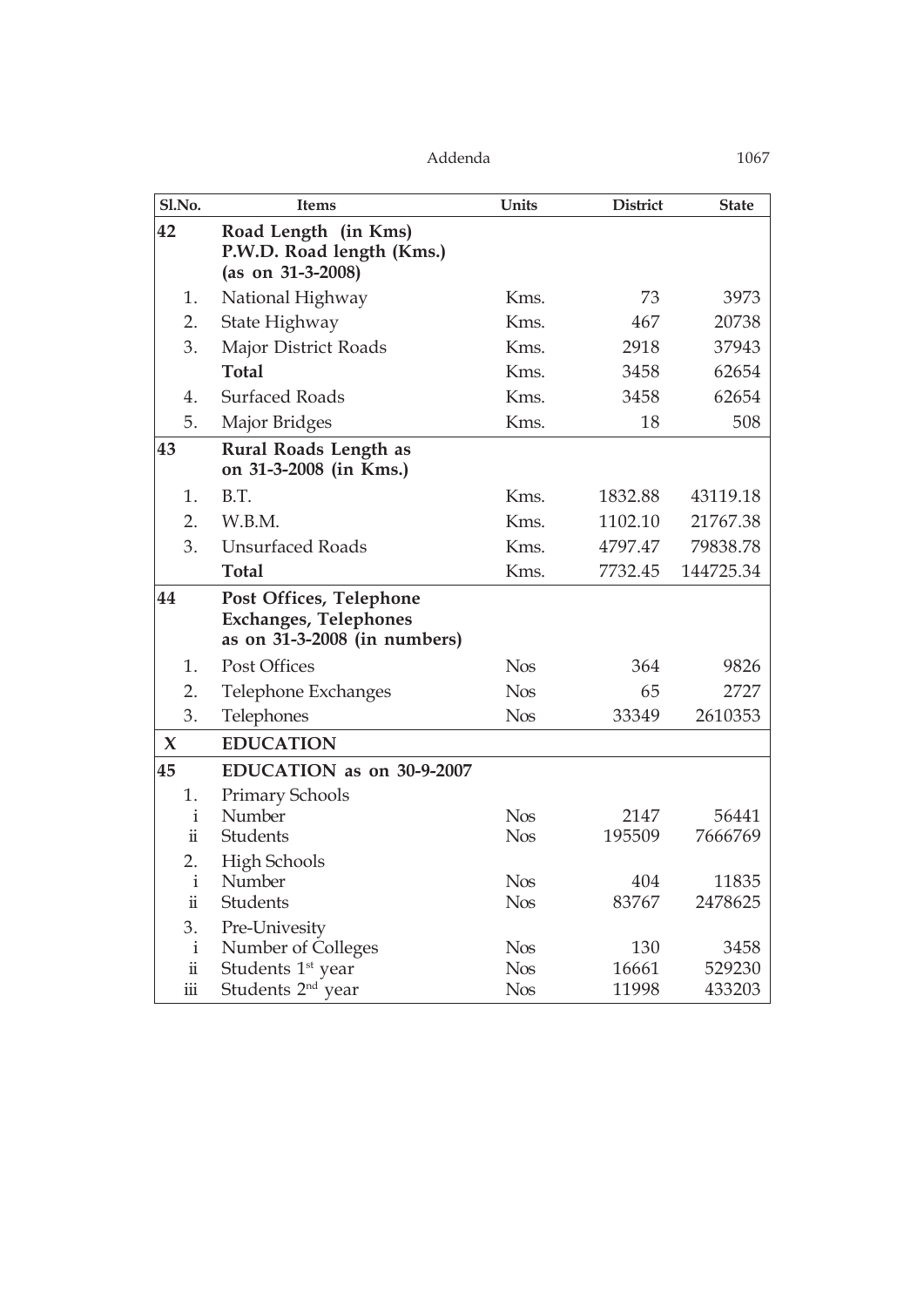| Sl.No. | Items | Units | District | State |
|---|---|---|---|---|
| **42** | **Road Length (in Kms) P.W.D. Road length (Kms.) (as on 31-3-2008)** | | | |
| 1. | National Highway | Kms. | 73 | 3973 |
| 2. | State Highway | Kms. | 467 | 20738 |
| 3. | Major District Roads | Kms. | 2918 | 37943 |
| | **Total** | Kms. | 3458 | 62654 |
| 4. | Surfaced Roads | Kms. | 3458 | 62654 |
| 5. | Major Bridges | Kms. | 18 | 508 |
| **43** | **Rural Roads Length as on 31-3-2008 (in Kms.)** | | | |
| 1. | B.T. | Kms. | 1832.88 | 43119.18 |
| 2. | W.B.M. | Kms. | 1102.10 | 21767.38 |
| 3. | Unsurfaced Roads | Kms. | 4797.47 | 79838.78 |
| | **Total** | Kms. | 7732.45 | 144725.34 |
| **44** | **Post Offices, Telephone Exchanges, Telephones as on 31-3-2008 (in numbers)** | | | |
| 1. | Post Offices | Nos | 364 | 9826 |
| 2. | Telephone Exchanges | Nos | 65 | 2727 |
| 3. | Telephones | Nos | 33349 | 2610353 |
| **X** | **EDUCATION** | | | |
| **45** | **EDUCATION as on 30-9-2007** | | | |
| 1. | Primary Schools | | | |
| i | Number | Nos | 2147 | 56441 |
| ii | Students | Nos | 195509 | 7666769 |
| 2. | High Schools | | | |
| i | Number | Nos | 404 | 11835 |
| ii | Students | Nos | 83767 | 2478625 |
| 3. | Pre-Univesity | | | |
| i | Number of Colleges | Nos | 130 | 3458 |
| ii | Students 1st year | Nos | 16661 | 529230 |
| iii | Students 2nd year | Nos | 11998 | 433203 |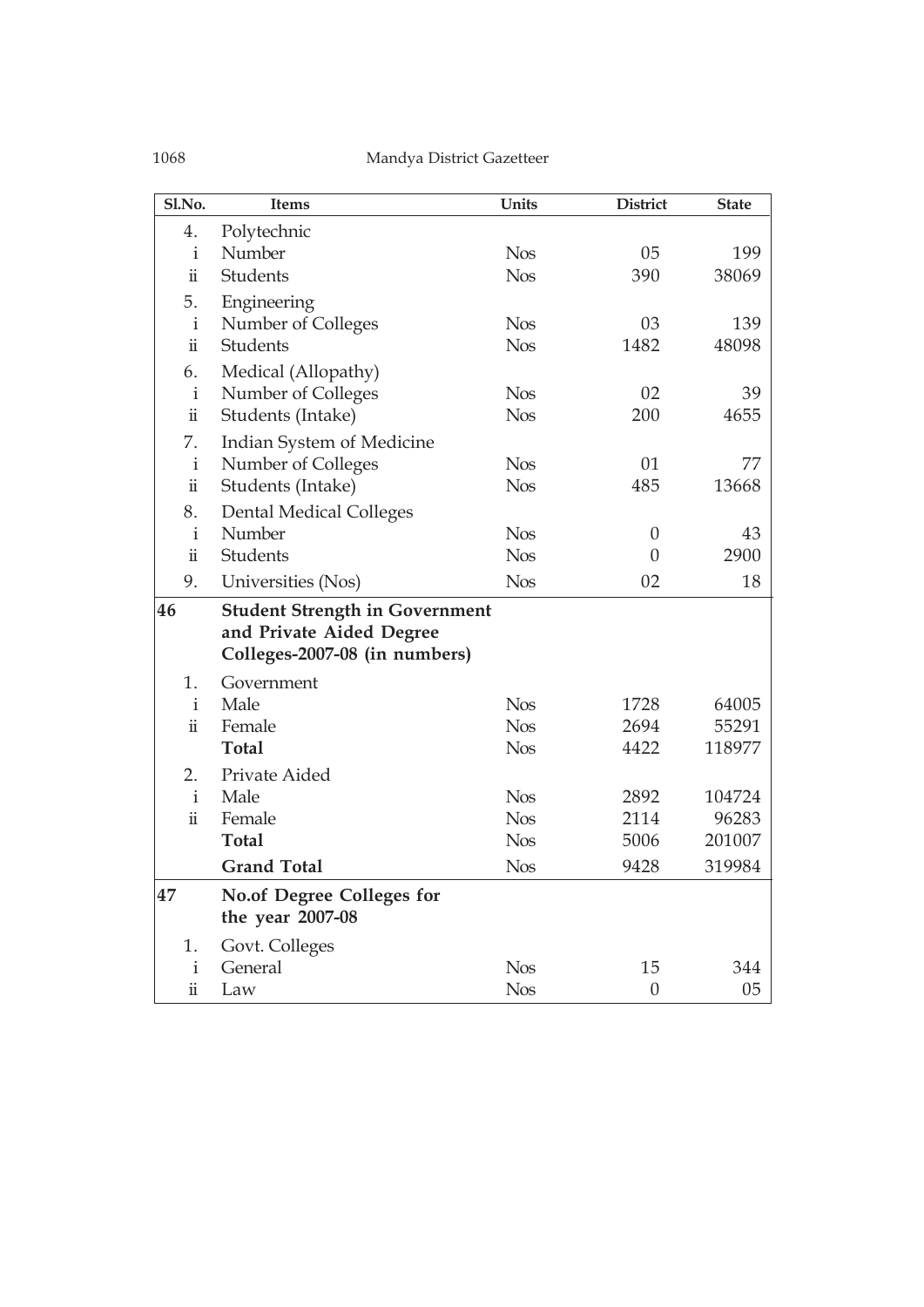| Sl.No. | Items | Units | District | State |
|---|---|---|---|---|
| 4. | Polytechnic | | | |
| i | Number | Nos | 05 | 199 |
| ii | Students | Nos | 390 | 38069 |
| 5. | Engineering | | | |
| i | Number of Colleges | Nos | 03 | 139 |
| ii | Students | Nos | 1482 | 48098 |
| 6. | Medical (Allopathy) | | | |
| i | Number of Colleges | Nos | 02 | 39 |
| ii | Students (Intake) | Nos | 200 | 4655 |
| 7. | Indian System of Medicine | | | |
| i | Number of Colleges | Nos | 01 | 77 |
| ii | Students (Intake) | Nos | 485 | 13668 |
| 8. | Dental Medical Colleges | | | |
| i | Number | Nos | 0 | 43 |
| ii | Students | Nos | 0 | 2900 |
| 9. | Universities (Nos) | Nos | 02 | 18 |
| **46** | **Student Strength in Government and Private Aided Degree Colleges-2007-08 (in numbers)** | | | |
| 1. | Government | | | |
| i | Male | Nos | 1728 | 64005 |
| ii | Female | Nos | 2694 | 55291 |
| | **Total** | Nos | 4422 | 118977 |
| 2. | Private Aided | | | |
| i | Male | Nos | 2892 | 104724 |
| ii | Female | Nos | 2114 | 96283 |
| | **Total** | Nos | 5006 | 201007 |
| | **Grand Total** | Nos | 9428 | 319984 |
| **47** | **No.of Degree Colleges for the year 2007-08** | | | |
| 1. | Govt. Colleges | | | |
| i | General | Nos | 15 | 344 |
| ii | Law | Nos | 0 | 05 |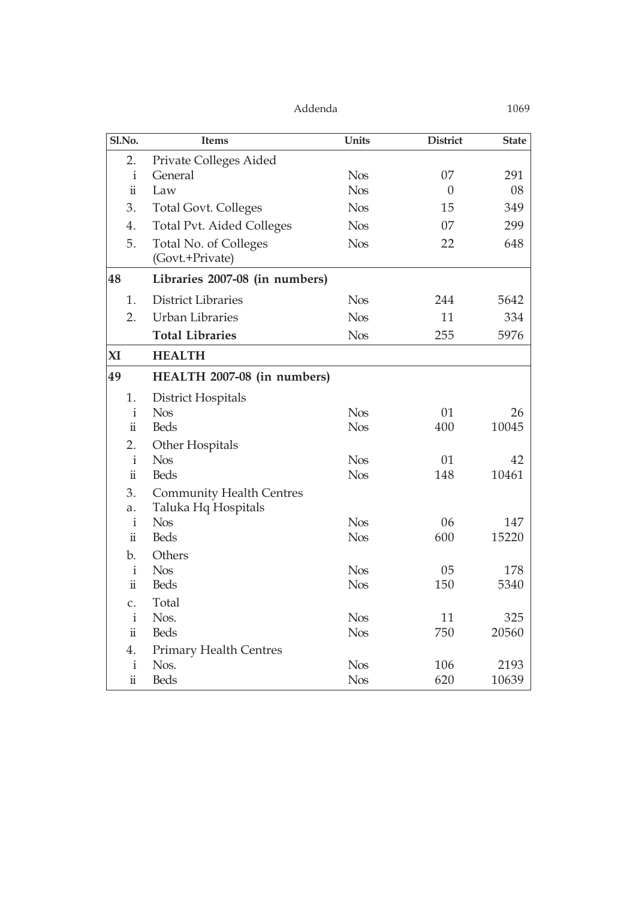| Sl.No. | Items | Units | District | State |
|---|---|---|---|---|
| 2. | Private Colleges Aided | | | |
| i | General | Nos | 07 | 291 |
| ii | Law | Nos | 0 | 08 |
| 3. | Total Govt. Colleges | Nos | 15 | 349 |
| 4. | Total Pvt. Aided Colleges | Nos | 07 | 299 |
| 5. | Total No. of Colleges (Govt.+Private) | Nos | 22 | 648 |
| **48** | **Libraries 2007-08 (in numbers)** | | | |
| 1. | District Libraries | Nos | 244 | 5642 |
| 2. | Urban Libraries | Nos | 11 | 334 |
| | **Total Libraries** | Nos | 255 | 5976 |
| **XI** | **HEALTH** | | | |
| **49** | **HEALTH 2007-08 (in numbers)** | | | |
| 1. | District Hospitals | | | |
| i | Nos | Nos | 01 | 26 |
| ii | Beds | Nos | 400 | 10045 |
| 2. | Other Hospitals | | | |
| i | Nos | Nos | 01 | 42 |
| ii | Beds | Nos | 148 | 10461 |
| 3. | Community Health Centres | | | |
| a. | Taluka Hq Hospitals | | | |
| i | Nos | Nos | 06 | 147 |
| ii | Beds | Nos | 600 | 15220 |
| b. | Others | | | |
| i | Nos | Nos | 05 | 178 |
| ii | Beds | Nos | 150 | 5340 |
| c. | Total | | | |
| i | Nos. | Nos | 11 | 325 |
| ii | Beds | Nos | 750 | 20560 |
| 4. | Primary Health Centres | | | |
| i | Nos. | Nos | 106 | 2193 |
| ii | Beds | Nos | 620 | 10639 |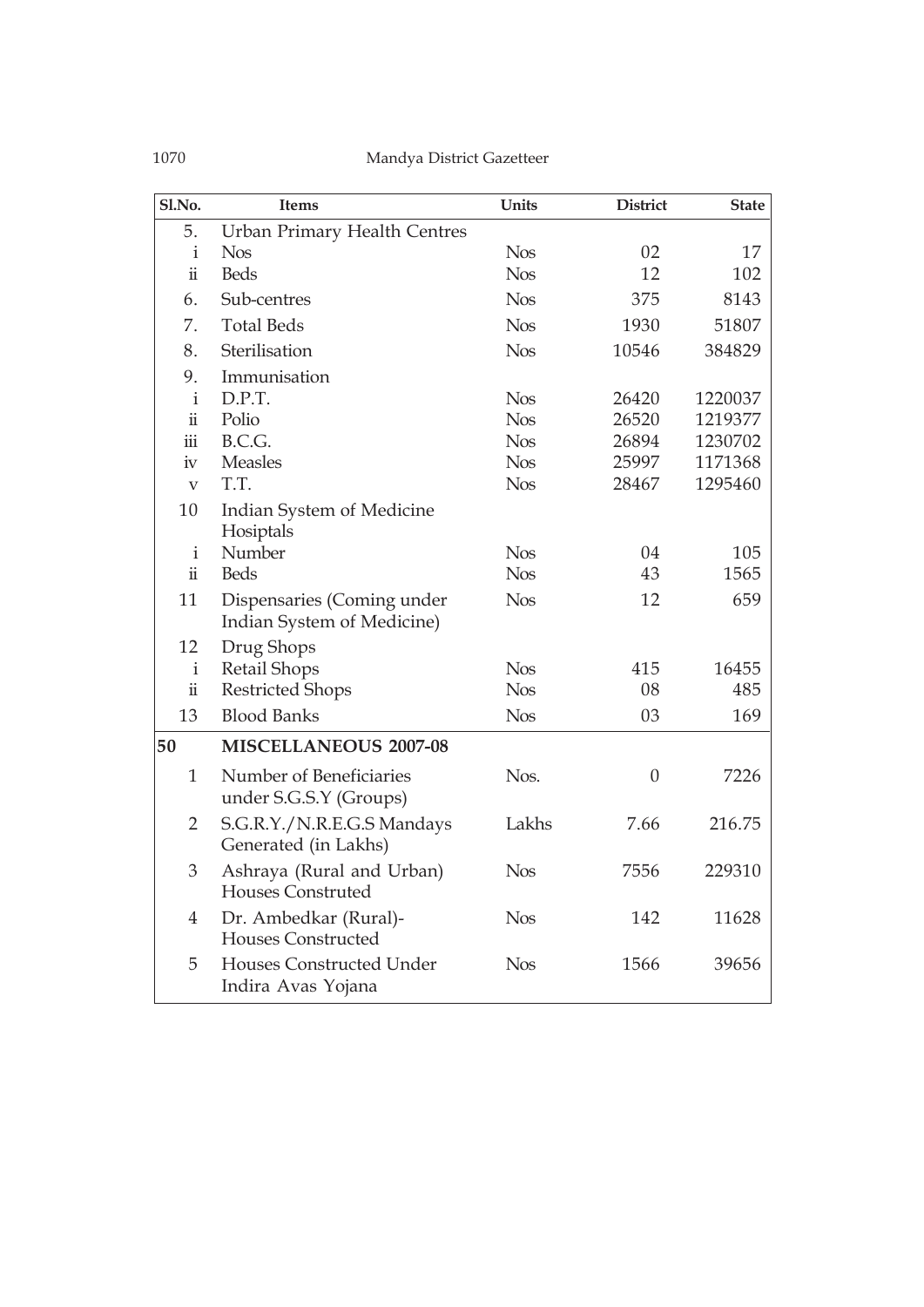| Sl.No. | Items | Units | District | State |
|---|---|---|---|---|
| 5. | Urban Primary Health Centres | | | |
| i | Nos | Nos | 02 | 17 |
| ii | Beds | Nos | 12 | 102 |
| 6. | Sub-centres | Nos | 375 | 8143 |
| 7. | Total Beds | Nos | 1930 | 51807 |
| 8. | Sterilisation | Nos | 10546 | 384829 |
| 9. | Immunisation | | | |
| i | D.P.T. | Nos | 26420 | 1220037 |
| ii | Polio | Nos | 26520 | 1219377 |
| iii | B.C.G. | Nos | 26894 | 1230702 |
| iv | Measles | Nos | 25997 | 1171368 |
| v | T.T. | Nos | 28467 | 1295460 |
| 10 | Indian System of Medicine Hosiptals | | | |
| i | Number | Nos | 04 | 105 |
| ii | Beds | Nos | 43 | 1565 |
| 11 | Dispensaries (Coming under Indian System of Medicine) | Nos | 12 | 659 |
| 12 | Drug Shops | | | |
| i | Retail Shops | Nos | 415 | 16455 |
| ii | Restricted Shops | Nos | 08 | 485 |
| 13 | Blood Banks | Nos | 03 | 169 |
| **50** | **MISCELLANEOUS 2007-08** | | | |
| 1 | Number of Beneficiaries under S.G.S.Y (Groups) | Nos. | 0 | 7226 |
| 2 | S.G.R.Y./N.R.E.G.S Mandays Generated (in Lakhs) | Lakhs | 7.66 | 216.75 |
| 3 | Ashraya (Rural and Urban) Houses Construted | Nos | 7556 | 229310 |
| 4 | Dr. Ambedkar (Rural)- Houses Constructed | Nos | 142 | 11628 |
| 5 | Houses Constructed Under Indira Avas Yojana | Nos | 1566 | 39656 |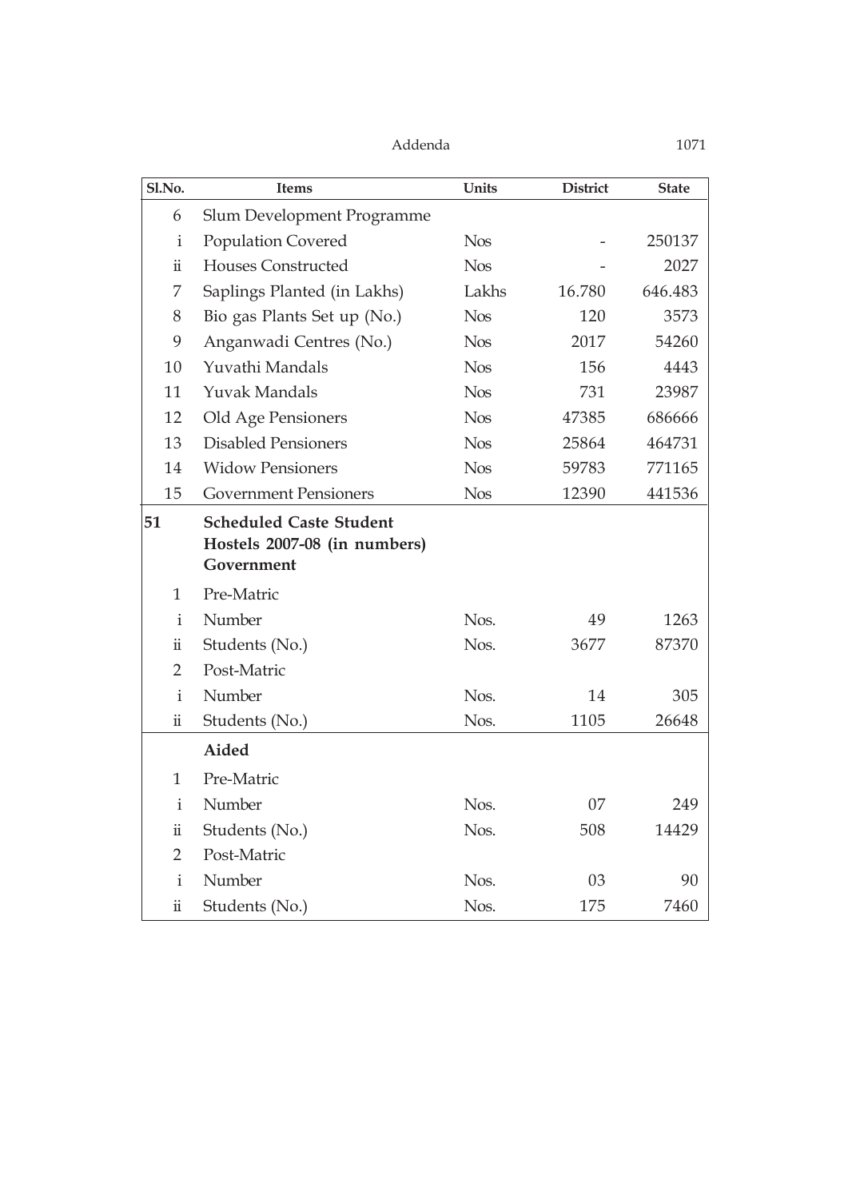| Sl.No. | Items | Units | District | State |
|---|---|---|---|---|
| 6 | Slum Development Programme | | | |
| i | Population Covered | Nos | - | 250137 |
| ii | Houses Constructed | Nos | - | 2027 |
| 7 | Saplings Planted (in Lakhs) | Lakhs | 16.780 | 646.483 |
| 8 | Bio gas Plants Set up (No.) | Nos | 120 | 3573 |
| 9 | Anganwadi Centres (No.) | Nos | 2017 | 54260 |
| 10 | Yuvathi Mandals | Nos | 156 | 4443 |
| 11 | Yuvak Mandals | Nos | 731 | 23987 |
| 12 | Old Age Pensioners | Nos | 47385 | 686666 |
| 13 | Disabled Pensioners | Nos | 25864 | 464731 |
| 14 | Widow Pensioners | Nos | 59783 | 771165 |
| 15 | Government Pensioners | Nos | 12390 | 441536 |
| **51** | **Scheduled Caste Student Hostels 2007-08 (in numbers) Government** | | | |
| 1 | Pre-Matric | | | |
| i | Number | Nos. | 49 | 1263 |
| ii | Students (No.) | Nos. | 3677 | 87370 |
| 2 | Post-Matric | | | |
| i | Number | Nos. | 14 | 305 |
| ii | Students (No.) | Nos. | 1105 | 26648 |
| | **Aided** | | | |
| 1 | Pre-Matric | | | |
| i | Number | Nos. | 07 | 249 |
| ii | Students (No.) | Nos. | 508 | 14429 |
| 2 | Post-Matric | | | |
| i | Number | Nos. | 03 | 90 |
| ii | Students (No.) | Nos. | 175 | 7460 |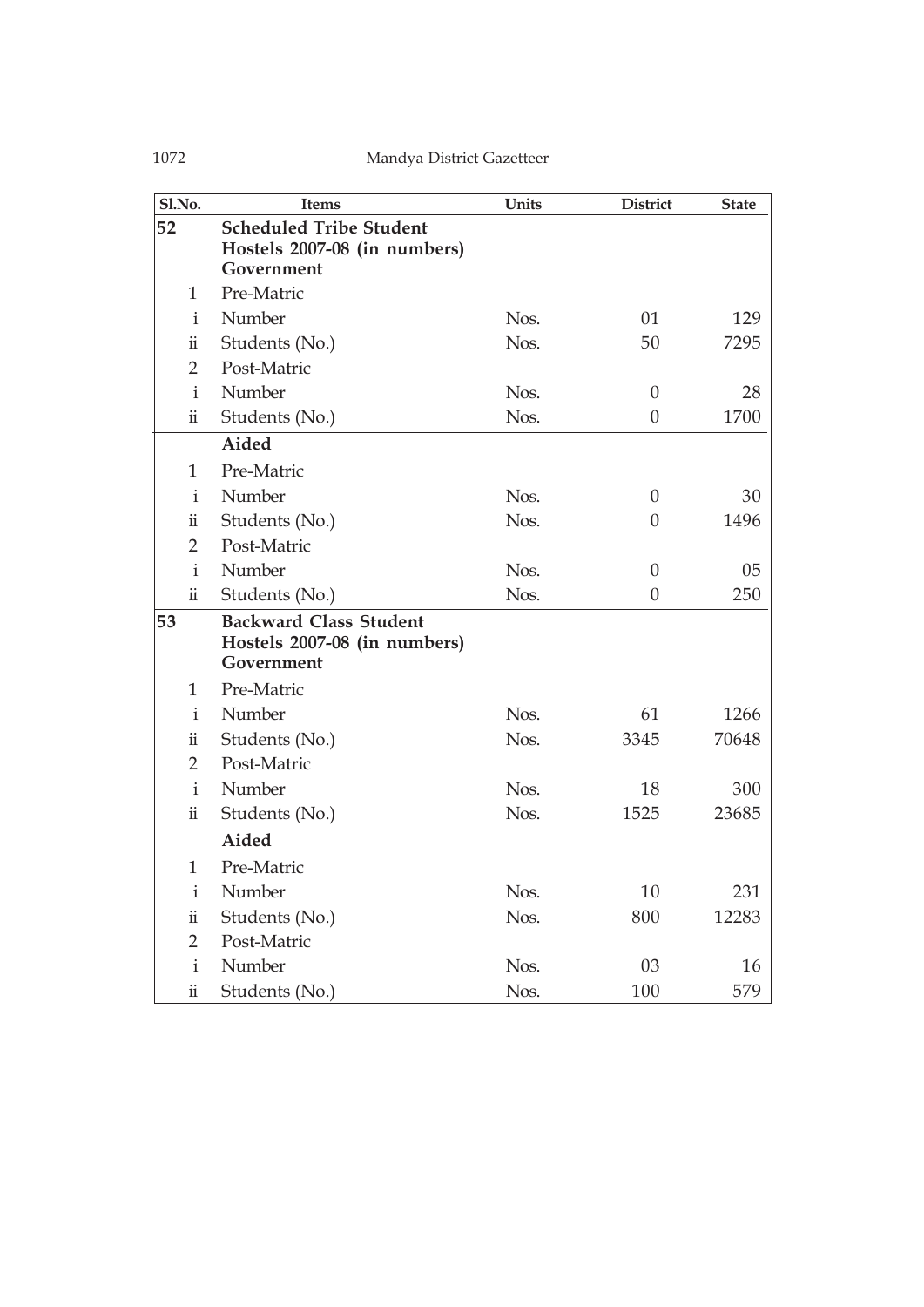| Sl.No. | Items | Units | District | State |
|---|---|---|---|---|
| **52** | **Scheduled Tribe Student Hostels 2007-08 (in numbers) Government** | | | |
| 1 | Pre-Matric | | | |
| i | Number | Nos. | 01 | 129 |
| ii | Students (No.) | Nos. | 50 | 7295 |
| 2 | Post-Matric | | | |
| i | Number | Nos. | 0 | 28 |
| ii | Students (No.) | Nos. | 0 | 1700 |
| | **Aided** | | | |
| 1 | Pre-Matric | | | |
| i | Number | Nos. | 0 | 30 |
| ii | Students (No.) | Nos. | 0 | 1496 |
| 2 | Post-Matric | | | |
| i | Number | Nos. | 0 | 05 |
| ii | Students (No.) | Nos. | 0 | 250 |
| **53** | **Backward Class Student Hostels 2007-08 (in numbers) Government** | | | |
| 1 | Pre-Matric | | | |
| i | Number | Nos. | 61 | 1266 |
| ii | Students (No.) | Nos. | 3345 | 70648 |
| 2 | Post-Matric | | | |
| i | Number | Nos. | 18 | 300 |
| ii | Students (No.) | Nos. | 1525 | 23685 |
| | **Aided** | | | |
| 1 | Pre-Matric | | | |
| i | Number | Nos. | 10 | 231 |
| ii | Students (No.) | Nos. | 800 | 12283 |
| 2 | Post-Matric | | | |
| i | Number | Nos. | 03 | 16 |
| ii | Students (No.) | Nos. | 100 | 579 |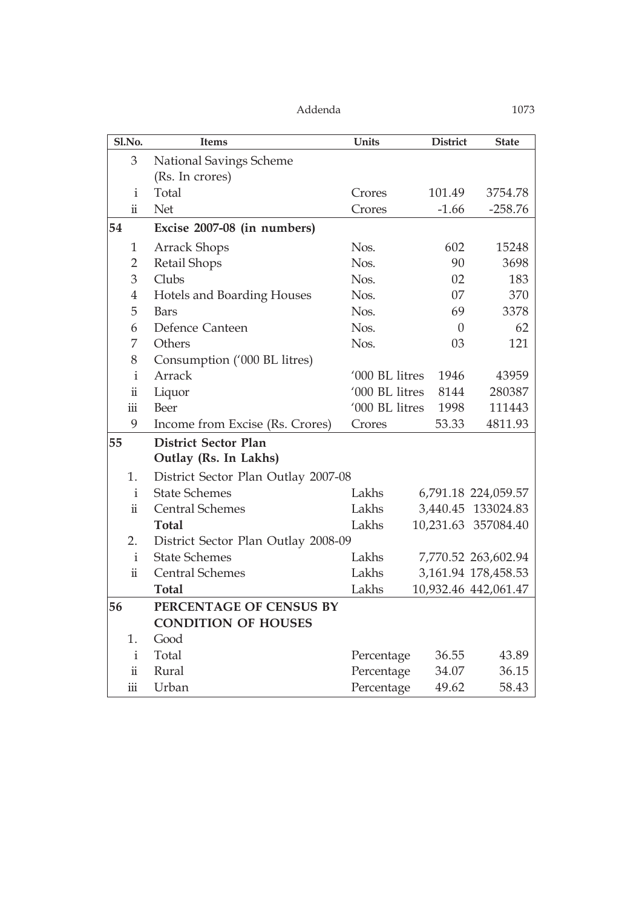| Sl.No. | Items | Units | District | State |
|---|---|---|---|---|
| 3 | National Savings Scheme (Rs. In crores) | | | |
| i | Total | Crores | 101.49 | 3754.78 |
| ii | Net | Crores | -1.66 | -258.76 |
| **54** | **Excise 2007-08 (in numbers)** | | | |
| 1 | Arrack Shops | Nos. | 602 | 15248 |
| 2 | Retail Shops | Nos. | 90 | 3698 |
| 3 | Clubs | Nos. | 02 | 183 |
| 4 | Hotels and Boarding Houses | Nos. | 07 | 370 |
| 5 | Bars | Nos. | 69 | 3378 |
| 6 | Defence Canteen | Nos. | 0 | 62 |
| 7 | Others | Nos. | 03 | 121 |
| 8 | Consumption ('000 BL litres) | | | |
| i | Arrack | '000 BL litres | 1946 | 43959 |
| ii | Liquor | '000 BL litres | 8144 | 280387 |
| iii | Beer | '000 BL litres | 1998 | 111443 |
| 9 | Income from Excise (Rs. Crores) | Crores | 53.33 | 4811.93 |
| **55** | **District Sector Plan Outlay (Rs. In Lakhs)** | | | |
| 1. | District Sector Plan Outlay 2007-08 | | | |
| i | State Schemes | Lakhs | 6,791.18 | 224,059.57 |
| ii | Central Schemes | Lakhs | 3,440.45 | 133024.83 |
| | **Total** | Lakhs | 10,231.63 | 357084.40 |
| 2. | District Sector Plan Outlay 2008-09 | | | |
| i | State Schemes | Lakhs | 7,770.52 | 263,602.94 |
| ii | Central Schemes | Lakhs | 3,161.94 | 178,458.53 |
| | **Total** | Lakhs | 10,932.46 | 442,061.47 |
| **56** | **PERCENTAGE OF CENSUS BY CONDITION OF HOUSES** | | | |
| 1. | Good | | | |
| i | Total | Percentage | 36.55 | 43.89 |
| ii | Rural | Percentage | 34.07 | 36.15 |
| iii | Urban | Percentage | 49.62 | 58.43 |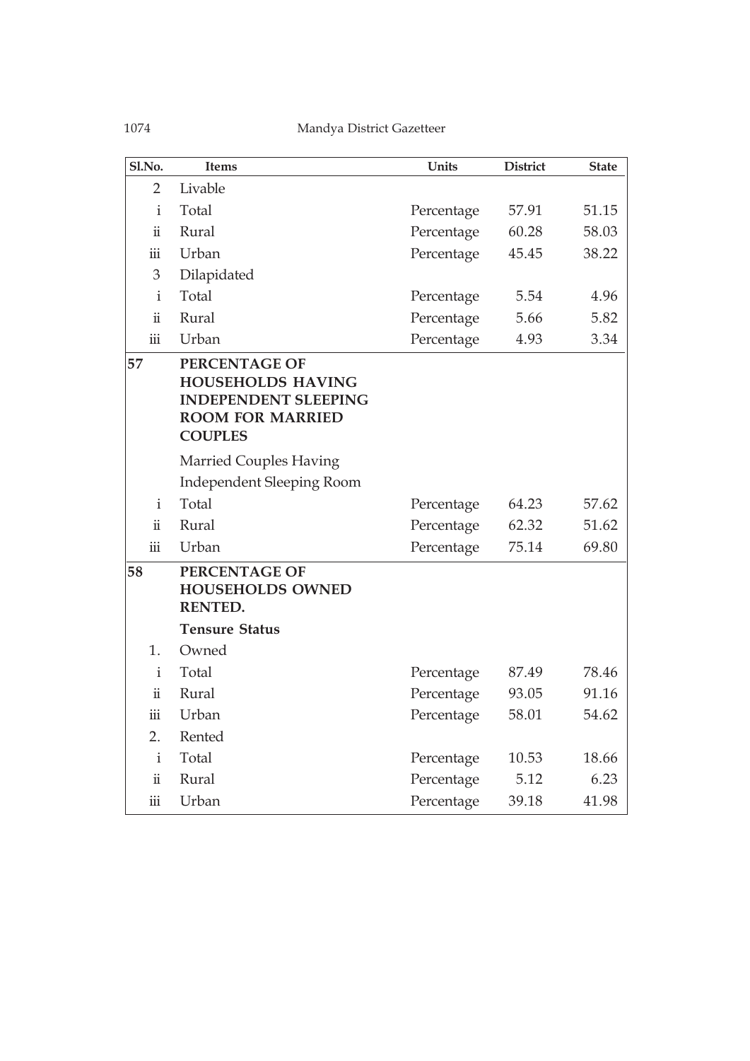| Sl.No. | Items | Units | District | State |
|---|---|---|---|---|
| 2 | Livable | | | |
| i | Total | Percentage | 57.91 | 51.15 |
| ii | Rural | Percentage | 60.28 | 58.03 |
| iii | Urban | Percentage | 45.45 | 38.22 |
| 3 | Dilapidated | | | |
| i | Total | Percentage | 5.54 | 4.96 |
| ii | Rural | Percentage | 5.66 | 5.82 |
| iii | Urban | Percentage | 4.93 | 3.34 |
| **57** | **PERCENTAGE OF HOUSEHOLDS HAVING INDEPENDENT SLEEPING ROOM FOR MARRIED COUPLES** | | | |
| | Married Couples Having Independent Sleeping Room | | | |
| i | Total | Percentage | 64.23 | 57.62 |
| ii | Rural | Percentage | 62.32 | 51.62 |
| iii | Urban | Percentage | 75.14 | 69.80 |
| **58** | **PERCENTAGE OF HOUSEHOLDS OWNED RENTED.** | | | |
| | **Tensure Status** | | | |
| 1. | Owned | | | |
| i | Total | Percentage | 87.49 | 78.46 |
| ii | Rural | Percentage | 93.05 | 91.16 |
| iii | Urban | Percentage | 58.01 | 54.62 |
| 2. | Rented | | | |
| i | Total | Percentage | 10.53 | 18.66 |
| ii | Rural | Percentage | 5.12 | 6.23 |
| iii | Urban | Percentage | 39.18 | 41.98 |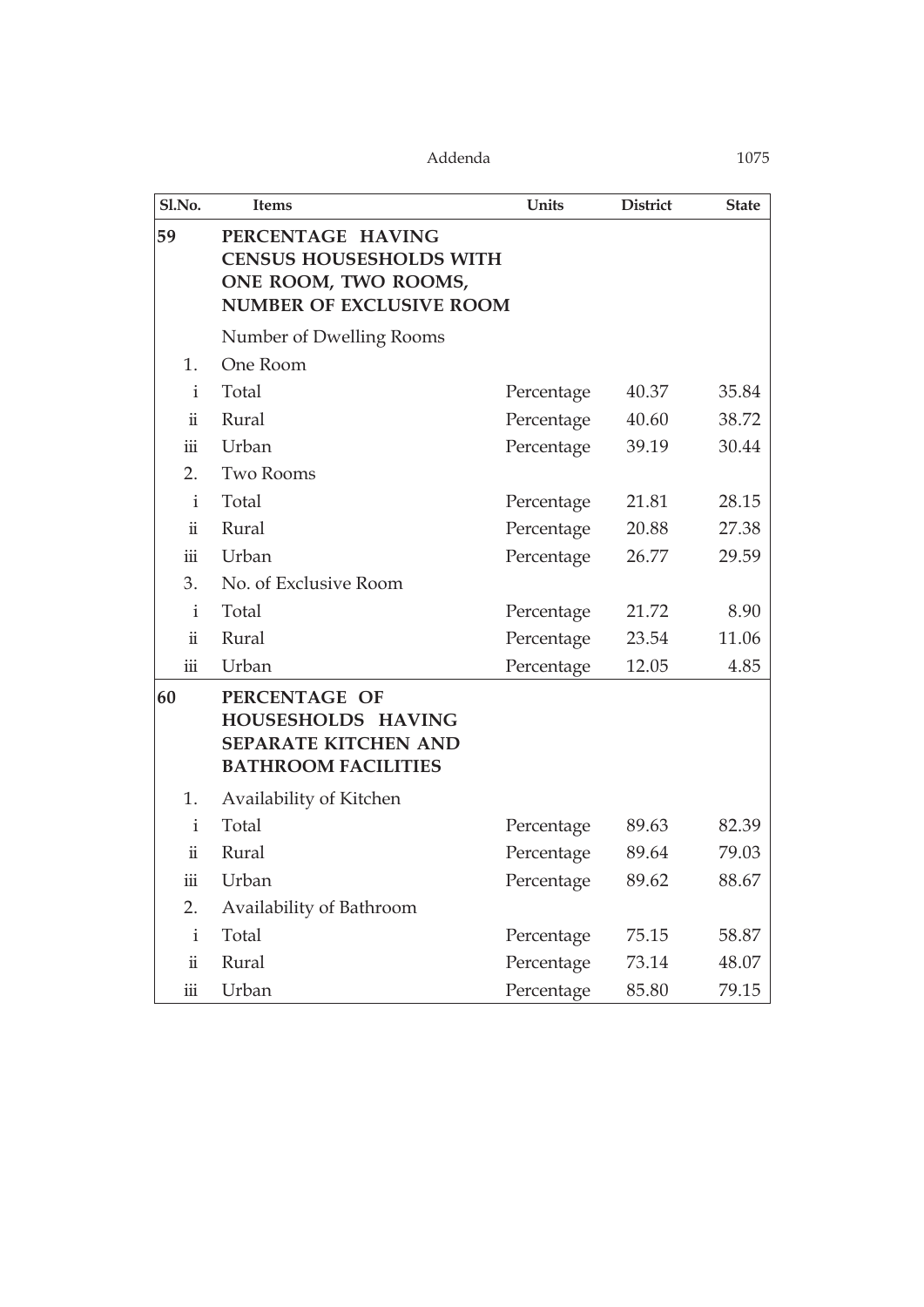| Sl.No. | Items | Units | District | State |
|---|---|---|---|---|
| **59** | **PERCENTAGE HAVING CENSUS HOUSEHOLDS WITH ONE ROOM, TWO ROOMS, NUMBER OF EXCLUSIVE ROOM** | | | |
| | Number of Dwelling Rooms | | | |
| 1. | One Room | | | |
| i | Total | Percentage | 40.37 | 35.84 |
| ii | Rural | Percentage | 40.60 | 38.72 |
| iii | Urban | Percentage | 39.19 | 30.44 |
| 2. | Two Rooms | | | |
| i | Total | Percentage | 21.81 | 28.15 |
| ii | Rural | Percentage | 20.88 | 27.38 |
| iii | Urban | Percentage | 26.77 | 29.59 |
| 3. | No. of Exclusive Room | | | |
| i | Total | Percentage | 21.72 | 8.90 |
| ii | Rural | Percentage | 23.54 | 11.06 |
| iii | Urban | Percentage | 12.05 | 4.85 |
| **60** | **PERCENTAGE OF HOUSEHOLDS HAVING SEPARATE KITCHEN AND BATHROOM FACILITIES** | | | |
| 1. | Availability of Kitchen | | | |
| i | Total | Percentage | 89.63 | 82.39 |
| ii | Rural | Percentage | 89.64 | 79.03 |
| iii | Urban | Percentage | 89.62 | 88.67 |
| 2. | Availability of Bathroom | | | |
| i | Total | Percentage | 75.15 | 58.87 |
| ii | Rural | Percentage | 73.14 | 48.07 |
| iii | Urban | Percentage | 85.80 | 79.15 |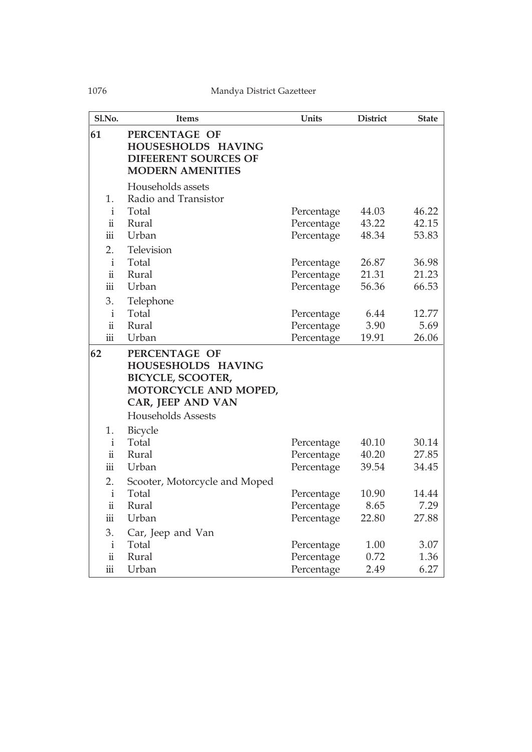| Sl.No. | Items | Units | District | State |
|---|---|---|---|---|
| **61** | **PERCENTAGE OF HOUSESHOLDS HAVING DIFEERENT SOURCES OF MODERN AMENITIES** | | | |
| | Households assets | | | |
| 1. | Radio and Transistor | | | |
| i | Total | Percentage | 44.03 | 46.22 |
| ii | Rural | Percentage | 43.22 | 42.15 |
| iii | Urban | Percentage | 48.34 | 53.83 |
| 2. | Television | | | |
| i | Total | Percentage | 26.87 | 36.98 |
| ii | Rural | Percentage | 21.31 | 21.23 |
| iii | Urban | Percentage | 56.36 | 66.53 |
| 3. | Telephone | | | |
| i | Total | Percentage | 6.44 | 12.77 |
| ii | Rural | Percentage | 3.90 | 5.69 |
| iii | Urban | Percentage | 19.91 | 26.06 |
| **62** | **PERCENTAGE OF HOUSESHOLDS HAVING BICYCLE, SCOOTER, MOTORCYCLE AND MOPED, CAR, JEEP AND VAN** | | | |
| | Households Assests | | | |
| 1. | Bicycle | | | |
| i | Total | Percentage | 40.10 | 30.14 |
| ii | Rural | Percentage | 40.20 | 27.85 |
| iii | Urban | Percentage | 39.54 | 34.45 |
| 2. | Scooter, Motorcycle and Moped | | | |
| i | Total | Percentage | 10.90 | 14.44 |
| ii | Rural | Percentage | 8.65 | 7.29 |
| iii | Urban | Percentage | 22.80 | 27.88 |
| 3. | Car, Jeep and Van | | | |
| i | Total | Percentage | 1.00 | 3.07 |
| ii | Rural | Percentage | 0.72 | 1.36 |
| iii | Urban | Percentage | 2.49 | 6.27 |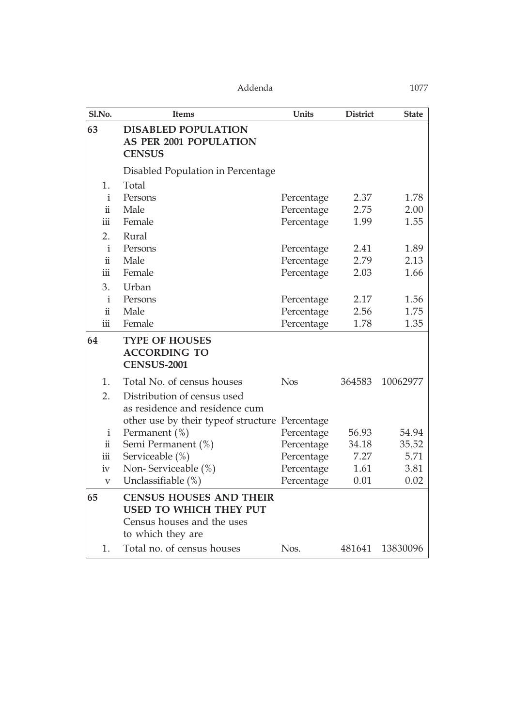| Sl.No. | Items | Units | District | State |
|---|---|---|---|---|
| 63 | **DISABLED POPULATION AS PER 2001 POPULATION CENSUS** | | | |
| | Disabled Population in Percentage | | | |
| 1. | Total | | | |
| i | Persons | Percentage | 2.37 | 1.78 |
| ii | Male | Percentage | 2.75 | 2.00 |
| iii | Female | Percentage | 1.99 | 1.55 |
| 2. | Rural | | | |
| i | Persons | Percentage | 2.41 | 1.89 |
| ii | Male | Percentage | 2.79 | 2.13 |
| iii | Female | Percentage | 2.03 | 1.66 |
| 3. | Urban | | | |
| i | Persons | Percentage | 2.17 | 1.56 |
| ii | Male | Percentage | 2.56 | 1.75 |
| iii | Female | Percentage | 1.78 | 1.35 |
| 64 | **TYPE OF HOUSES ACCORDING TO CENSUS-2001** | | | |
| 1. | Total No. of census houses | Nos | 364583 | 10062977 |
| 2. | Distribution of census used as residence and residence cum other use by their typeof structure | Percentage | | |
| i | Permanent (%) | Percentage | 56.93 | 54.94 |
| ii | Semi Permanent (%) | Percentage | 34.18 | 35.52 |
| iii | Serviceable (%) | Percentage | 7.27 | 5.71 |
| iv | Non- Serviceable (%) | Percentage | 1.61 | 3.81 |
| v | Unclassifiable (%) | Percentage | 0.01 | 0.02 |
| 65 | **CENSUS HOUSES AND THEIR USED TO WHICH THEY PUT** Census houses and the uses to which they are | | | |
| 1. | Total no. of census houses | Nos. | 481641 | 13830096 |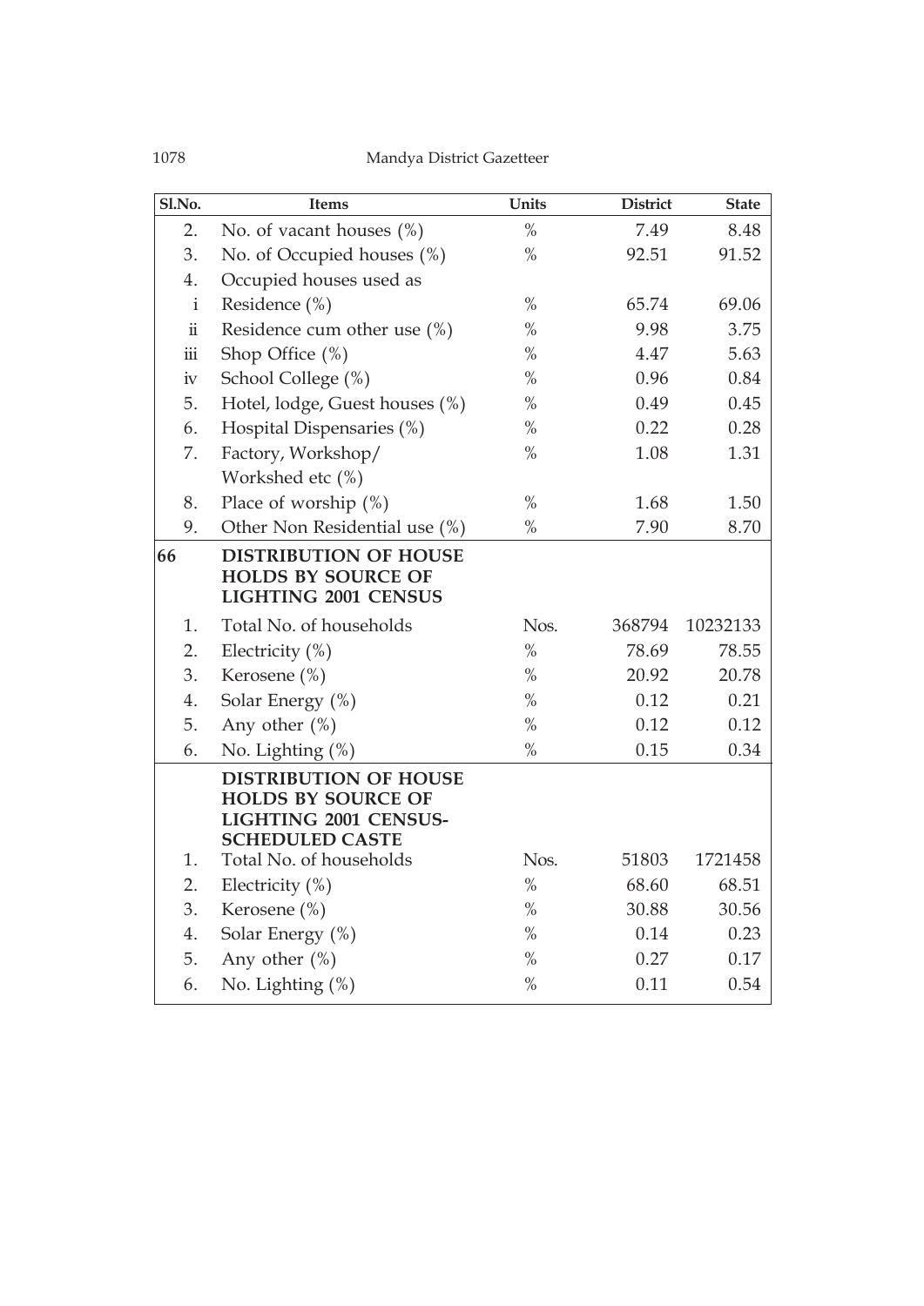| Sl.No. | Items | Units | District | State |
|---|---|---|---|---|
| 2. | No. of vacant houses (%) | % | 7.49 | 8.48 |
| 3. | No. of Occupied houses (%) | % | 92.51 | 91.52 |
| 4. | Occupied houses used as | | | |
| i | Residence (%) | % | 65.74 | 69.06 |
| ii | Residence cum other use (%) | % | 9.98 | 3.75 |
| iii | Shop Office (%) | % | 4.47 | 5.63 |
| iv | School College (%) | % | 0.96 | 0.84 |
| 5. | Hotel, lodge, Guest houses (%) | % | 0.49 | 0.45 |
| 6. | Hospital Dispensaries (%) | % | 0.22 | 0.28 |
| 7. | Factory, Workshop/ Workshed etc (%) | % | 1.08 | 1.31 |
| 8. | Place of worship (%) | % | 1.68 | 1.50 |
| 9. | Other Non Residential use (%) | % | 7.90 | 8.70 |
| **66** | **DISTRIBUTION OF HOUSE HOLDS BY SOURCE OF LIGHTING 2001 CENSUS** | | | |
| 1. | Total No. of households | Nos. | 368794 | 10232133 |
| 2. | Electricity (%) | % | 78.69 | 78.55 |
| 3. | Kerosene (%) | % | 20.92 | 20.78 |
| 4. | Solar Energy (%) | % | 0.12 | 0.21 |
| 5. | Any other (%) | % | 0.12 | 0.12 |
| 6. | No. Lighting (%) | % | 0.15 | 0.34 |
| | **DISTRIBUTION OF HOUSE HOLDS BY SOURCE OF LIGHTING 2001 CENSUS-SCHEDULED CASTE** | | | |
| 1. | Total No. of households | Nos. | 51803 | 1721458 |
| 2. | Electricity (%) | % | 68.60 | 68.51 |
| 3. | Kerosene (%) | % | 30.88 | 30.56 |
| 4. | Solar Energy (%) | % | 0.14 | 0.23 |
| 5. | Any other (%) | % | 0.27 | 0.17 |
| 6. | No. Lighting (%) | % | 0.11 | 0.54 |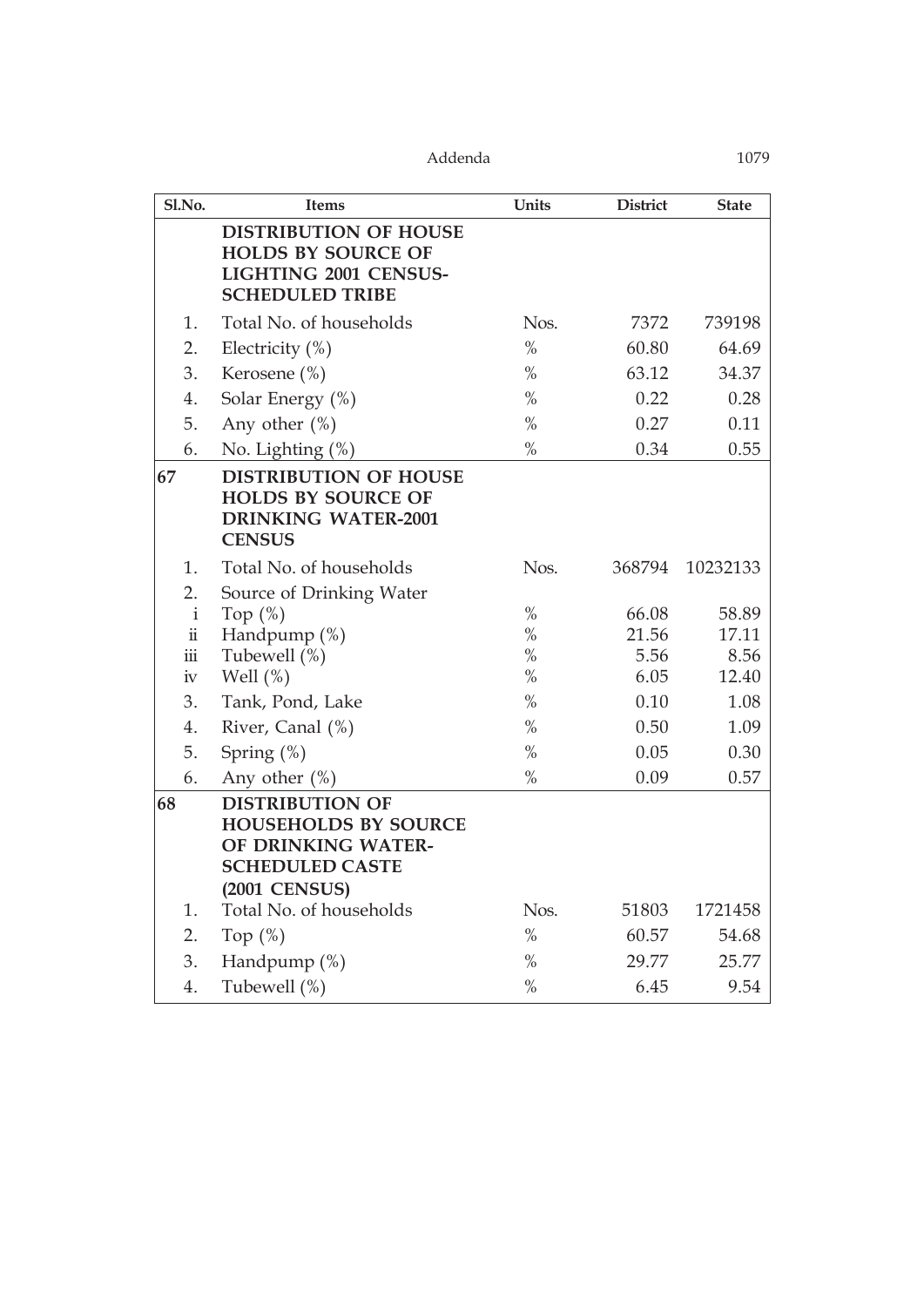| Sl.No. | Items | Units | District | State |
|---|---|---|---|---|
| | **DISTRIBUTION OF HOUSE HOLDS BY SOURCE OF LIGHTING 2001 CENSUS-SCHEDULED TRIBE** | | | |
| 1. | Total No. of households | Nos. | 7372 | 739198 |
| 2. | Electricity (%) | % | 60.80 | 64.69 |
| 3. | Kerosene (%) | % | 63.12 | 34.37 |
| 4. | Solar Energy (%) | % | 0.22 | 0.28 |
| 5. | Any other (%) | % | 0.27 | 0.11 |
| 6. | No. Lighting (%) | % | 0.34 | 0.55 |
| **67** | **DISTRIBUTION OF HOUSE HOLDS BY SOURCE OF DRINKING WATER-2001 CENSUS** | | | |
| 1. | Total No. of households | Nos. | 368794 | 10232133 |
| 2. | Source of Drinking Water | | | |
| i | Top (%) | % | 66.08 | 58.89 |
| ii | Handpump (%) | % | 21.56 | 17.11 |
| iii | Tubewell (%) | % | 5.56 | 8.56 |
| iv | Well (%) | % | 6.05 | 12.40 |
| 3. | Tank, Pond, Lake | % | 0.10 | 1.08 |
| 4. | River, Canal (%) | % | 0.50 | 1.09 |
| 5. | Spring (%) | % | 0.05 | 0.30 |
| 6. | Any other (%) | % | 0.09 | 0.57 |
| **68** | **DISTRIBUTION OF HOUSEHOLDS BY SOURCE OF DRINKING WATER-SCHEDULED CASTE (2001 CENSUS)** | | | |
| 1. | Total No. of households | Nos. | 51803 | 1721458 |
| 2. | Top (%) | % | 60.57 | 54.68 |
| 3. | Handpump (%) | % | 29.77 | 25.77 |
| 4. | Tubewell (%) | % | 6.45 | 9.54 |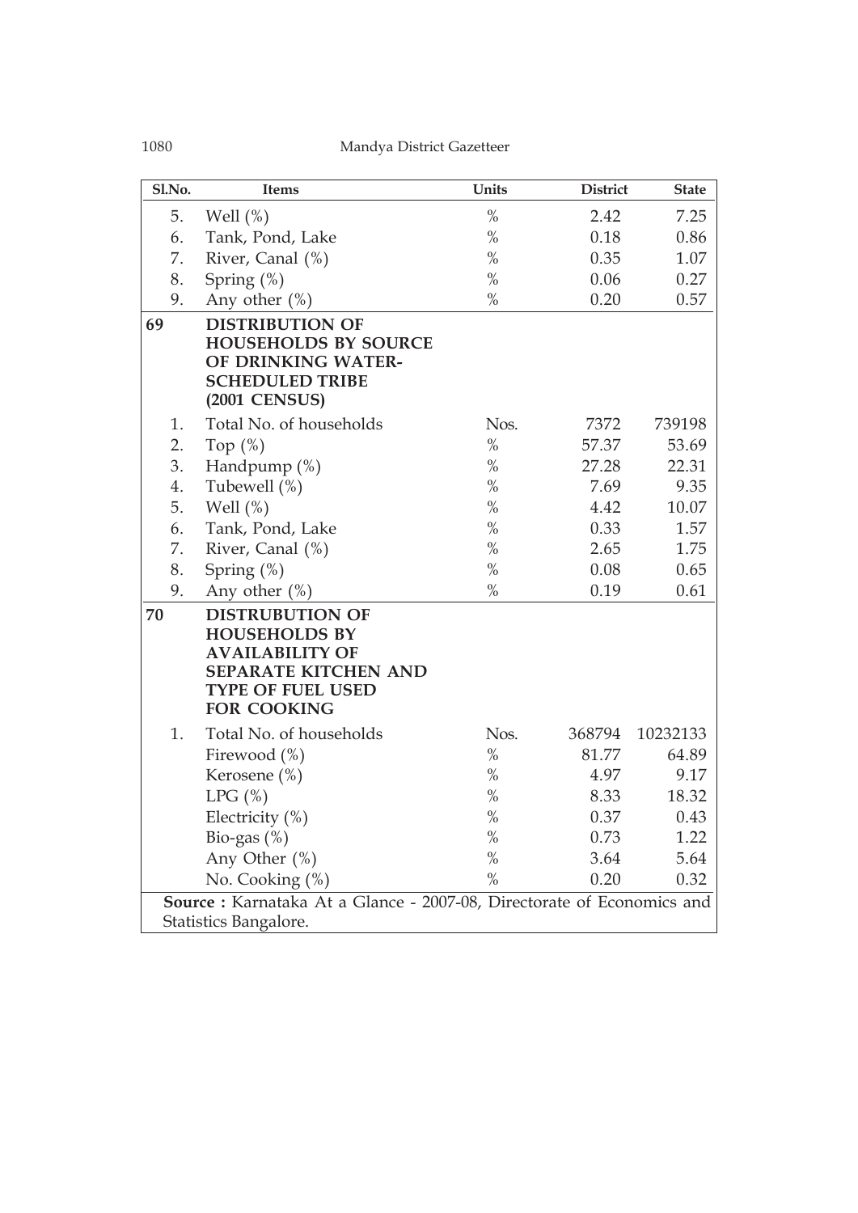| Sl.No. | Items | Units | District | State |
|---|---|---|---|---|
| 5. | Well (%) | % | 2.42 | 7.25 |
| 6. | Tank, Pond, Lake | % | 0.18 | 0.86 |
| 7. | River, Canal (%) | % | 0.35 | 1.07 |
| 8. | Spring (%) | % | 0.06 | 0.27 |
| 9. | Any other (%) | % | 0.20 | 0.57 |
| **69** | **DISTRIBUTION OF HOUSEHOLDS BY SOURCE OF DRINKING WATER- SCHEDULED TRIBE (2001 CENSUS)** | | | |
| 1. | Total No. of households | Nos. | 7372 | 739198 |
| 2. | Top (%) | % | 57.37 | 53.69 |
| 3. | Handpump (%) | % | 27.28 | 22.31 |
| 4. | Tubewell (%) | % | 7.69 | 9.35 |
| 5. | Well (%) | % | 4.42 | 10.07 |
| 6. | Tank, Pond, Lake | % | 0.33 | 1.57 |
| 7. | River, Canal (%) | % | 2.65 | 1.75 |
| 8. | Spring (%) | % | 0.08 | 0.65 |
| 9. | Any other (%) | % | 0.19 | 0.61 |
| **70** | **DISTRUBUTION OF HOUSEHOLDS BY AVAILABILITY OF SEPARATE KITCHEN AND TYPE OF FUEL USED FOR COOKING** | | | |
| 1. | Total No. of households | Nos. | 368794 | 10232133 |
| | Firewood (%) | % | 81.77 | 64.89 |
| | Kerosene (%) | % | 4.97 | 9.17 |
| | LPG (%) | % | 8.33 | 18.32 |
| | Electricity (%) | % | 0.37 | 0.43 |
| | Bio-gas (%) | % | 0.73 | 1.22 |
| | Any Other (%) | % | 3.64 | 5.64 |
| | No. Cooking (%) | % | 0.20 | 0.32 |

**Source :** Karnataka At a Glance - 2007-08, Directorate of Economics and Statistics Bangalore.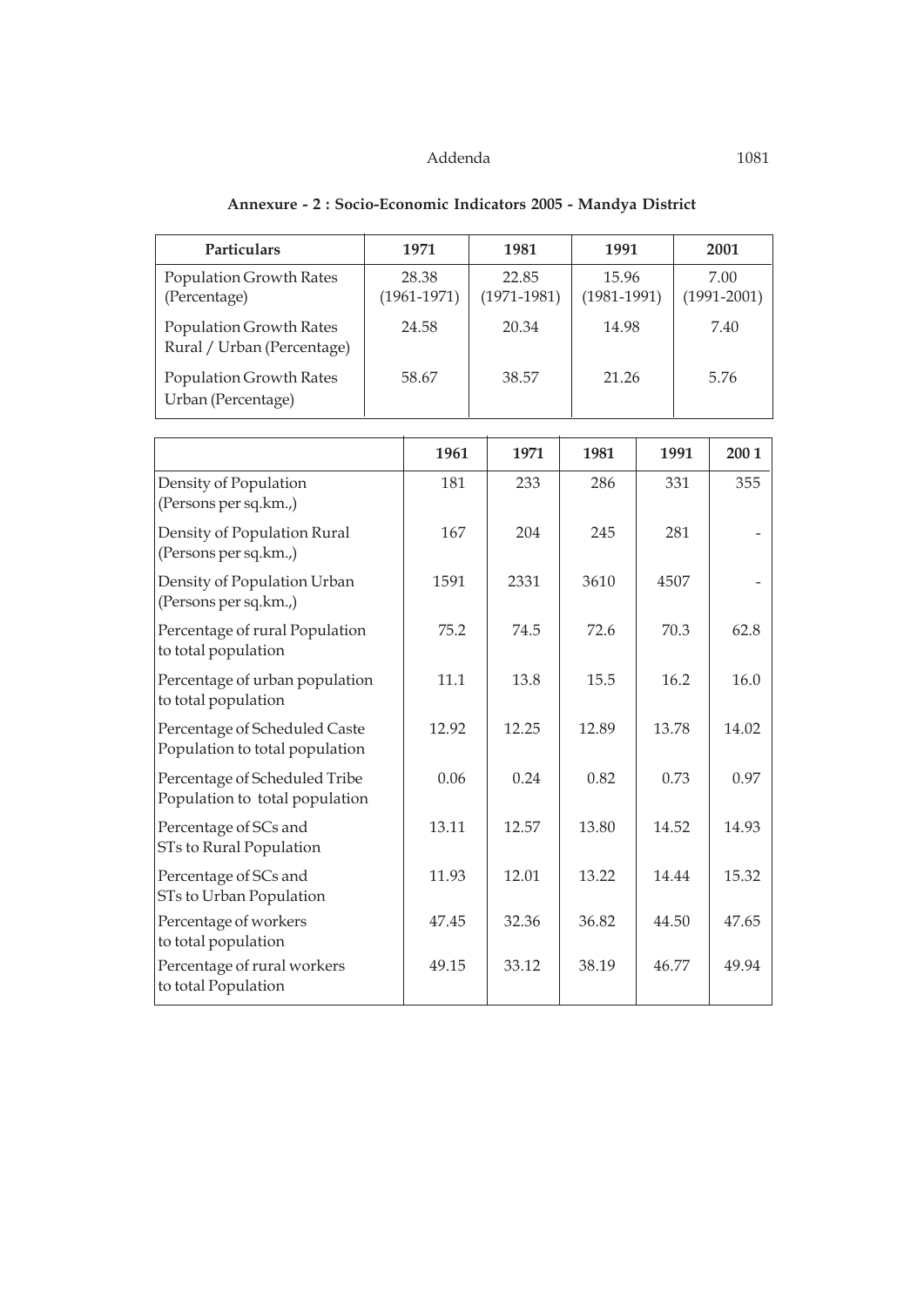**Annexure - 2 : Socio-Economic Indicators 2005 - Mandya District**

| Particulars | 1971 | 1981 | 1991 | 2001 |
|---|---|---|---|---|
| Population Growth Rates (Percentage) | 28.38 (1961-1971) | 22.85 (1971-1981) | 15.96 (1981-1991) | 7.00 (1991-2001) |
| Population Growth Rates Rural / Urban (Percentage) | 24.58 | 20.34 | 14.98 | 7.40 |
| Population Growth Rates Urban (Percentage) | 58.67 | 38.57 | 21.26 | 5.76 |

| | 1961 | 1971 | 1981 | 1991 | 2001 |
|---|---|---|---|---|---|
| Density of Population (Persons per sq.km.,) | 181 | 233 | 286 | 331 | 355 |
| Density of Population Rural (Persons per sq.km.,) | 167 | 204 | 245 | 281 | - |
| Density of Population Urban (Persons per sq.km.,) | 1591 | 2331 | 3610 | 4507 | - |
| Percentage of rural Population to total population | 75.2 | 74.5 | 72.6 | 70.3 | 62.8 |
| Percentage of urban population to total population | 11.1 | 13.8 | 15.5 | 16.2 | 16.0 |
| Percentage of Scheduled Caste Population to total population | 12.92 | 12.25 | 12.89 | 13.78 | 14.02 |
| Percentage of Scheduled Tribe Population to total population | 0.06 | 0.24 | 0.82 | 0.73 | 0.97 |
| Percentage of SCs and STs to Rural Population | 13.11 | 12.57 | 13.80 | 14.52 | 14.93 |
| Percentage of SCs and STs to Urban Population | 11.93 | 12.01 | 13.22 | 14.44 | 15.32 |
| Percentage of workers to total population | 47.45 | 32.36 | 36.82 | 44.50 | 47.65 |
| Percentage of rural workers to total Population | 49.15 | 33.12 | 38.19 | 46.77 | 49.94 |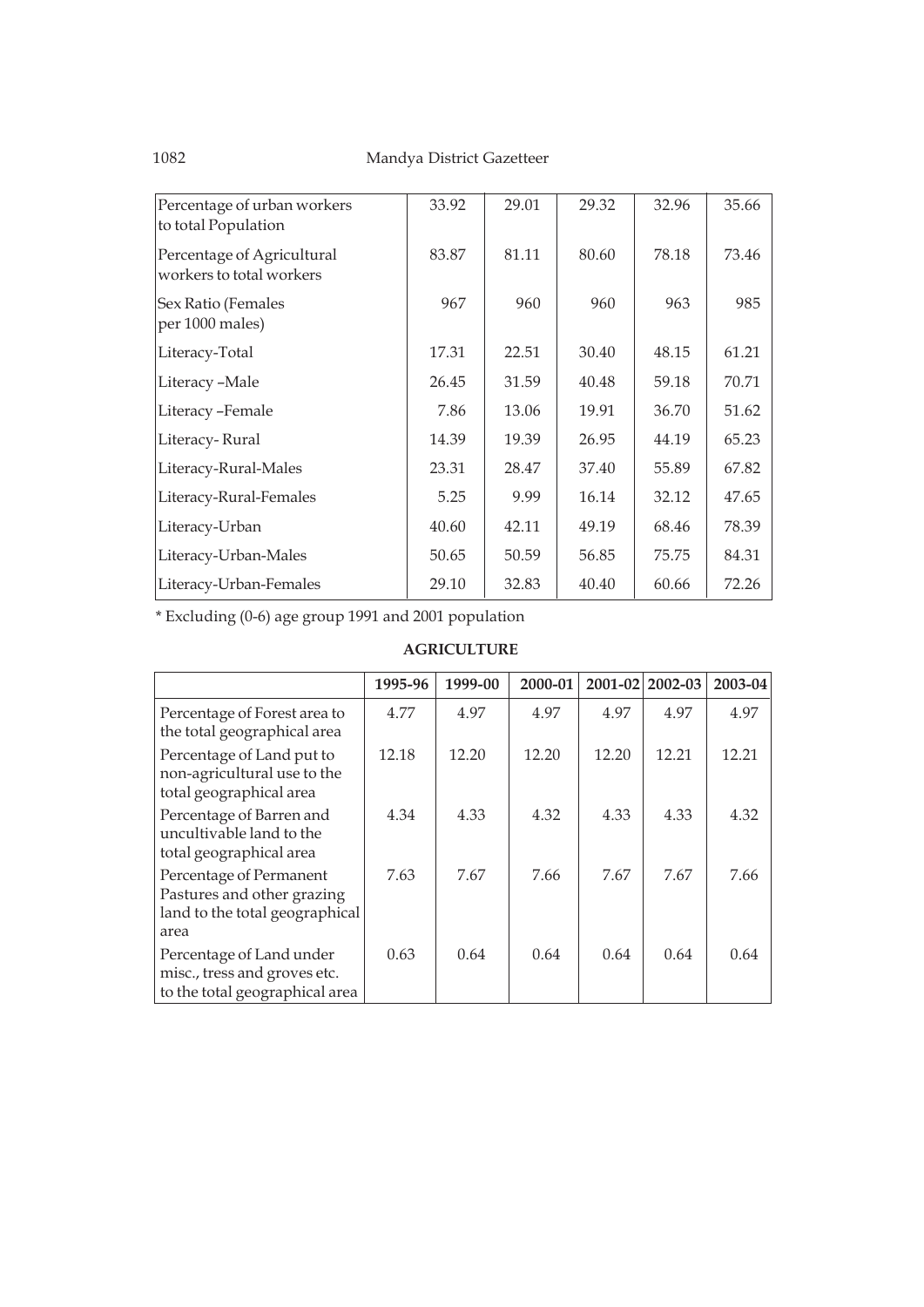| | | | | | |
|---|---|---|---|---|---|
| Percentage of urban workers to total Population | 33.92 | 29.01 | 29.32 | 32.96 | 35.66 |
| Percentage of Agricultural workers to total workers | 83.87 | 81.11 | 80.60 | 78.18 | 73.46 |
| Sex Ratio (Females per 1000 males) | 967 | 960 | 960 | 963 | 985 |
| Literacy-Total | 17.31 | 22.51 | 30.40 | 48.15 | 61.21 |
| Literacy –Male | 26.45 | 31.59 | 40.48 | 59.18 | 70.71 |
| Literacy –Female | 7.86 | 13.06 | 19.91 | 36.70 | 51.62 |
| Literacy- Rural | 14.39 | 19.39 | 26.95 | 44.19 | 65.23 |
| Literacy-Rural-Males | 23.31 | 28.47 | 37.40 | 55.89 | 67.82 |
| Literacy-Rural-Females | 5.25 | 9.99 | 16.14 | 32.12 | 47.65 |
| Literacy-Urban | 40.60 | 42.11 | 49.19 | 68.46 | 78.39 |
| Literacy-Urban-Males | 50.65 | 50.59 | 56.85 | 75.75 | 84.31 |
| Literacy-Urban-Females | 29.10 | 32.83 | 40.40 | 60.66 | 72.26 |

* Excluding (0-6) age group 1991 and 2001 population

## AGRICULTURE

| | 1995-96 | 1999-00 | 2000-01 | 2001-02 | 2002-03 | 2003-04 |
|---|---|---|---|---|---|---|
| Percentage of Forest area to the total geographical area | 4.77 | 4.97 | 4.97 | 4.97 | 4.97 | 4.97 |
| Percentage of Land put to non-agricultural use to the total geographical area | 12.18 | 12.20 | 12.20 | 12.20 | 12.21 | 12.21 |
| Percentage of Barren and uncultivable land to the total geographical area | 4.34 | 4.33 | 4.32 | 4.33 | 4.33 | 4.32 |
| Percentage of Permanent Pastures and other grazing land to the total geographical area | 7.63 | 7.67 | 7.66 | 7.67 | 7.67 | 7.66 |
| Percentage of Land under misc., tress and groves etc. to the total geographical area | 0.63 | 0.64 | 0.64 | 0.64 | 0.64 | 0.64 |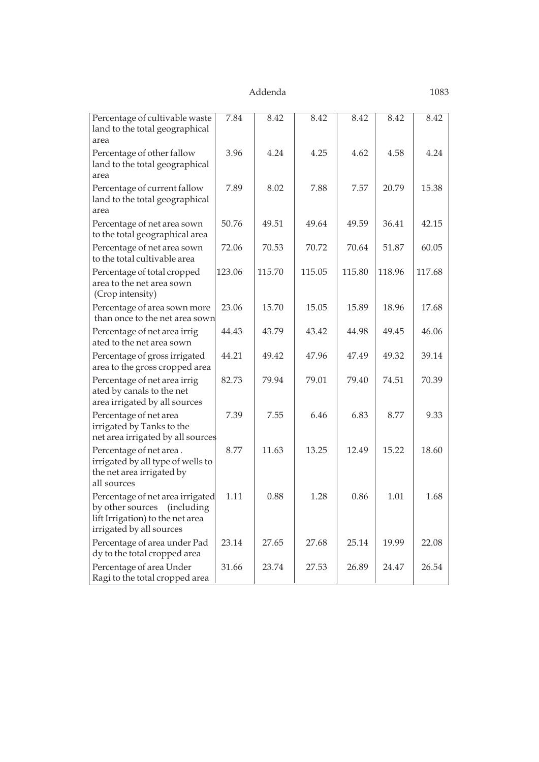| | | | | | | |
|---|---|---|---|---|---|---|
| Percentage of cultivable waste land to the total geographical area | 7.84 | 8.42 | 8.42 | 8.42 | 8.42 | 8.42 |
| Percentage of other fallow land to the total geographical area | 3.96 | 4.24 | 4.25 | 4.62 | 4.58 | 4.24 |
| Percentage of current fallow land to the total geographical area | 7.89 | 8.02 | 7.88 | 7.57 | 20.79 | 15.38 |
| Percentage of net area sown to the total geographical area | 50.76 | 49.51 | 49.64 | 49.59 | 36.41 | 42.15 |
| Percentage of net area sown to the total cultivable area | 72.06 | 70.53 | 70.72 | 70.64 | 51.87 | 60.05 |
| Percentage of total cropped area to the net area sown (Crop intensity) | 123.06 | 115.70 | 115.05 | 115.80 | 118.96 | 117.68 |
| Percentage of area sown more than once to the net area sown | 23.06 | 15.70 | 15.05 | 15.89 | 18.96 | 17.68 |
| Percentage of net area irrig ated to the net area sown | 44.43 | 43.79 | 43.42 | 44.98 | 49.45 | 46.06 |
| Percentage of gross irrigated area to the gross cropped area | 44.21 | 49.42 | 47.96 | 47.49 | 49.32 | 39.14 |
| Percentage of net area irrig ated by canals to the net area irrigated by all sources | 82.73 | 79.94 | 79.01 | 79.40 | 74.51 | 70.39 |
| Percentage of net area irrigated by Tanks to the net area irrigated by all sources | 7.39 | 7.55 | 6.46 | 6.83 | 8.77 | 9.33 |
| Percentage of net area . irrigated by all type of wells to the net area irrigated by all sources | 8.77 | 11.63 | 13.25 | 12.49 | 15.22 | 18.60 |
| Percentage of net area irrigated by other sources (including lift Irrigation) to the net area irrigated by all sources | 1.11 | 0.88 | 1.28 | 0.86 | 1.01 | 1.68 |
| Percentage of area under Pad dy to the total cropped area | 23.14 | 27.65 | 27.68 | 25.14 | 19.99 | 22.08 |
| Percentage of area Under Ragi to the total cropped area | 31.66 | 23.74 | 27.53 | 26.89 | 24.47 | 26.54 |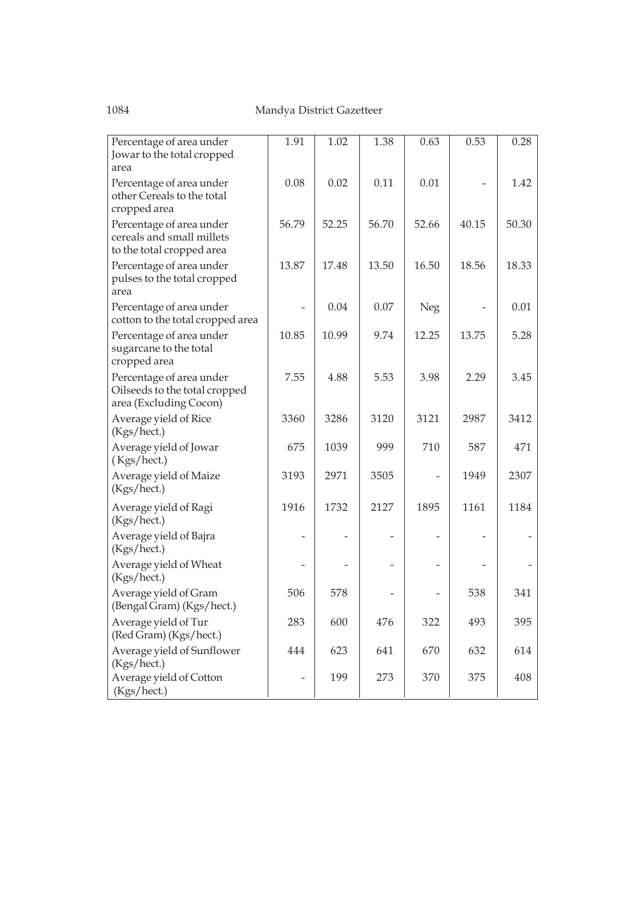| | | | | | | |
|---|---|---|---|---|---|---|
| Percentage of area under Jowar to the total cropped area | 1.91 | 1.02 | 1.38 | 0.63 | 0.53 | 0.28 |
| Percentage of area under other Cereals to the total cropped area | 0.08 | 0.02 | 0.11 | 0.01 | - | 1.42 |
| Percentage of area under cereals and small millets to the total cropped area | 56.79 | 52.25 | 56.70 | 52.66 | 40.15 | 50.30 |
| Percentage of area under pulses to the total cropped area | 13.87 | 17.48 | 13.50 | 16.50 | 18.56 | 18.33 |
| Percentage of area under cotton to the total cropped area | - | 0.04 | 0.07 | Neg | - | 0.01 |
| Percentage of area under sugarcane to the total cropped area | 10.85 | 10.99 | 9.74 | 12.25 | 13.75 | 5.28 |
| Percentage of area under Oilseeds to the total cropped area (Excluding Cocon) | 7.55 | 4.88 | 5.53 | 3.98 | 2.29 | 3.45 |
| Average yield of Rice (Kgs/hect.) | 3360 | 3286 | 3120 | 3121 | 2987 | 3412 |
| Average yield of Jowar ( Kgs/hect.) | 675 | 1039 | 999 | 710 | 587 | 471 |
| Average yield of Maize (Kgs/hect.) | 3193 | 2971 | 3505 | - | 1949 | 2307 |
| Average yield of Ragi (Kgs/hect.) | 1916 | 1732 | 2127 | 1895 | 1161 | 1184 |
| Average yield of Bajra (Kgs/hect.) | - | - | - | - | - | - |
| Average yield of Wheat (Kgs/hect.) | - | - | - | - | - | - |
| Average yield of Gram (Bengal Gram) (Kgs/hect.) | 506 | 578 | - | - | 538 | 341 |
| Average yield of Tur (Red Gram) (Kgs/hect.) | 283 | 600 | 476 | 322 | 493 | 395 |
| Average yield of Sunflower (Kgs/hect.) | 444 | 623 | 641 | 670 | 632 | 614 |
| Average yield of Cotton (Kgs/hect.) | - | 199 | 273 | 370 | 375 | 408 |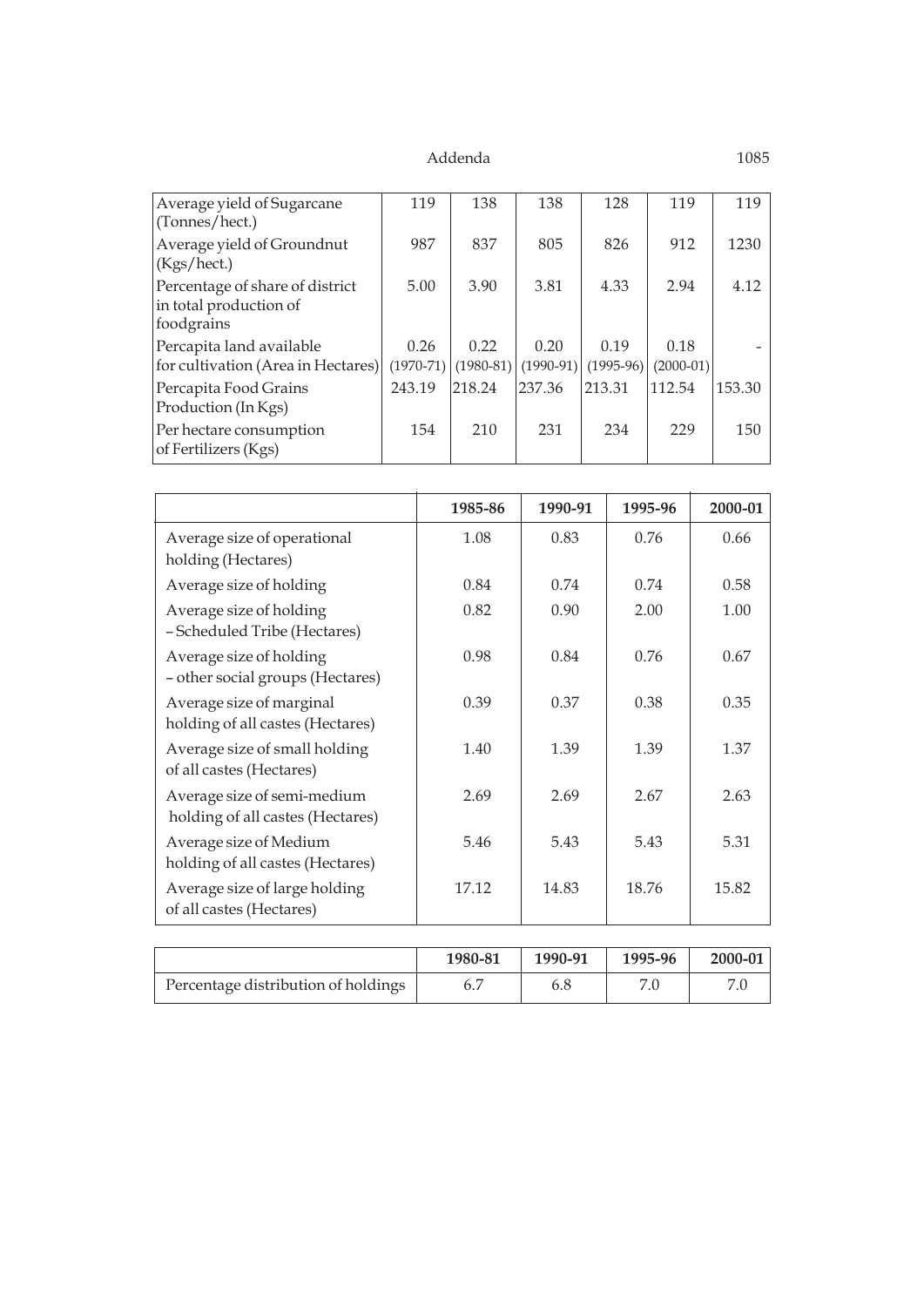| Average yield of Sugarcane (Tonnes/hect.) | 119 | 138 | 138 | 128 | 119 | 119 |
|---|---|---|---|---|---|---|
| Average yield of Groundnut (Kgs/hect.) | 987 | 837 | 805 | 826 | 912 | 1230 |
| Percentage of share of district in total production of foodgrains | 5.00 | 3.90 | 3.81 | 4.33 | 2.94 | 4.12 |
| Percapita land available for cultivation (Area in Hectares) | 0.26 (1970-71) | 0.22 (1980-81) | 0.20 (1990-91) | 0.19 (1995-96) | 0.18 (2000-01) | - |
| Percapita Food Grains Production (In Kgs) | 243.19 | 218.24 | 237.36 | 213.31 | 112.54 | 153.30 |
| Per hectare consumption of Fertilizers (Kgs) | 154 | 210 | 231 | 234 | 229 | 150 |

| | 1985-86 | 1990-91 | 1995-96 | 2000-01 |
|---|---|---|---|---|
| Average size of operational holding (Hectares) | 1.08 | 0.83 | 0.76 | 0.66 |
| Average size of holding | 0.84 | 0.74 | 0.74 | 0.58 |
| Average size of holding – Scheduled Tribe (Hectares) | 0.82 | 0.90 | 2.00 | 1.00 |
| Average size of holding – other social groups (Hectares) | 0.98 | 0.84 | 0.76 | 0.67 |
| Average size of marginal holding of all castes (Hectares) | 0.39 | 0.37 | 0.38 | 0.35 |
| Average size of small holding of all castes (Hectares) | 1.40 | 1.39 | 1.39 | 1.37 |
| Average size of semi-medium holding of all castes (Hectares) | 2.69 | 2.69 | 2.67 | 2.63 |
| Average size of Medium holding of all castes (Hectares) | 5.46 | 5.43 | 5.43 | 5.31 |
| Average size of large holding of all castes (Hectares) | 17.12 | 14.83 | 18.76 | 15.82 |

| | 1980-81 | 1990-91 | 1995-96 | 2000-01 |
|---|---|---|---|---|
| Percentage distribution of holdings | 6.7 | 6.8 | 7.0 | 7.0 |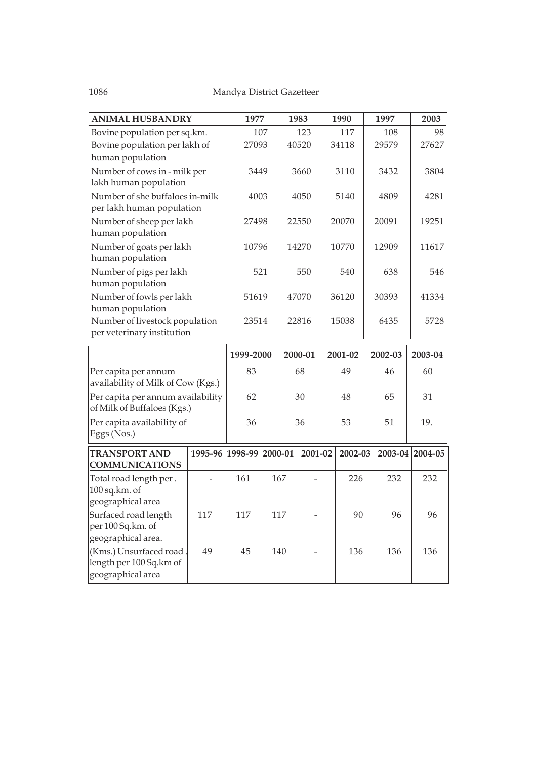| ANIMAL HUSBANDRY | 1977 | 1983 | 1990 | 1997 | 2003 |
|---|---|---|---|---|---|
| Bovine population per sq.km. | 107 | 123 | 117 | 108 | 98 |
| Bovine population per lakh of human population | 27093 | 40520 | 34118 | 29579 | 27627 |
| Number of cows in - milk per lakh human population | 3449 | 3660 | 3110 | 3432 | 3804 |
| Number of she buffaloes in-milk per lakh human population | 4003 | 4050 | 5140 | 4809 | 4281 |
| Number of sheep per lakh human population | 27498 | 22550 | 20070 | 20091 | 19251 |
| Number of goats per lakh human population | 10796 | 14270 | 10770 | 12909 | 11617 |
| Number of pigs per lakh human population | 521 | 550 | 540 | 638 | 546 |
| Number of fowls per lakh human population | 51619 | 47070 | 36120 | 30393 | 41334 |
| Number of livestock population per veterinary institution | 23514 | 22816 | 15038 | 6435 | 5728 |

| | 1999-2000 | 2000-01 | 2001-02 | 2002-03 | 2003-04 |
|---|---|---|---|---|---|
| Per capita per annum availability of Milk of Cow (Kgs.) | 83 | 68 | 49 | 46 | 60 |
| Per capita per annum availability of Milk of Buffaloes (Kgs.) | 62 | 30 | 48 | 65 | 31 |
| Per capita availability of Eggs (Nos.) | 36 | 36 | 53 | 51 | 19. |

| TRANSPORT AND COMMUNICATIONS | 1995-96 | 1998-99 | 2000-01 | 2001-02 | 2002-03 | 2003-04 | 2004-05 |
|---|---|---|---|---|---|---|---|
| Total road length per . 100 sq.km. of geographical area | - | 161 | 167 | - | 226 | 232 | 232 |
| Surfaced road length per 100 Sq.km. of geographical area. | 117 | 117 | 117 | - | 90 | 96 | 96 |
| (Kms.) Unsurfaced road . length per 100 Sq.km of geographical area | 49 | 45 | 140 | - | 136 | 136 | 136 |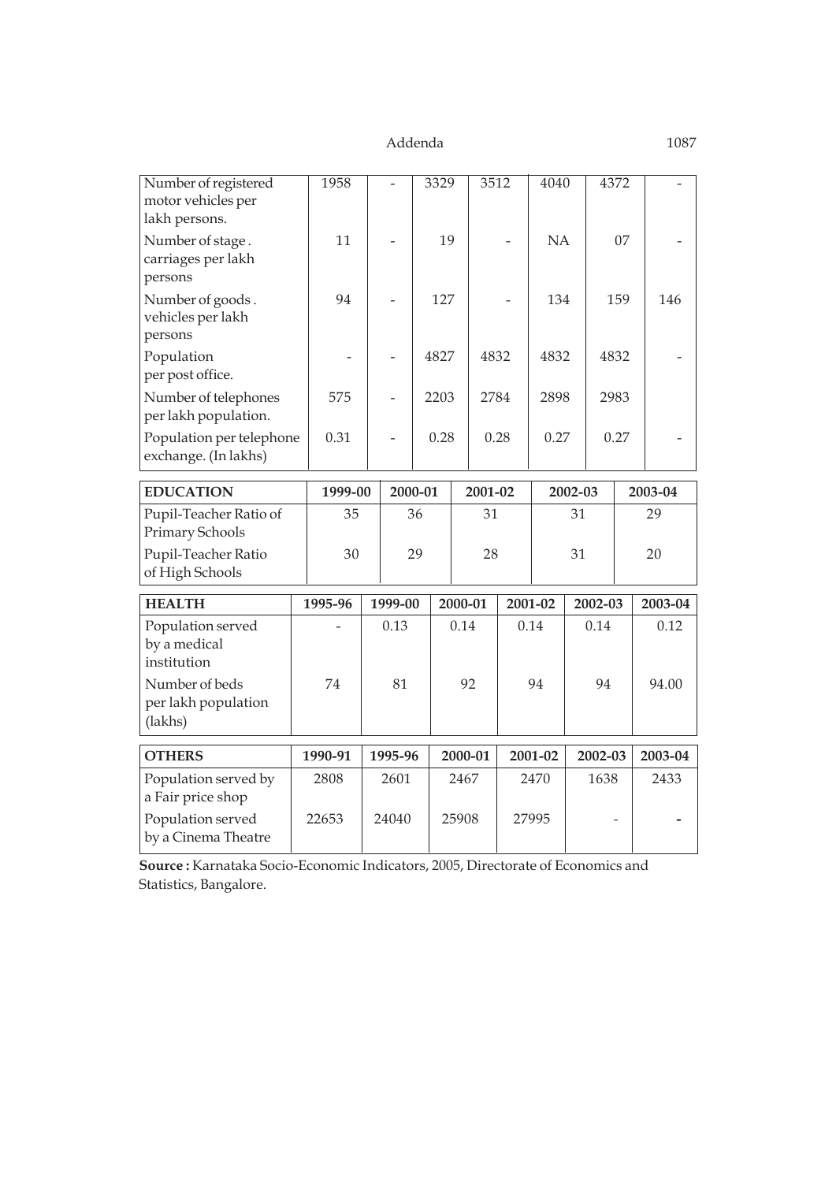| | | | | | | | |
|---|---|---|---|---|---|---|---|
| Number of registered motor vehicles per lakh persons. | 1958 | - | 3329 | 3512 | 4040 | 4372 | - |
| Number of stage . carriages per lakh persons | 11 | - | 19 | - | NA | 07 | - |
| Number of goods . vehicles per lakh persons | 94 | - | 127 | - | 134 | 159 | 146 |
| Population per post office. | - | - | 4827 | 4832 | 4832 | 4832 | - |
| Number of telephones per lakh population. | 575 | - | 2203 | 2784 | 2898 | 2983 | |
| Population per telephone exchange. (In lakhs) | 0.31 | - | 0.28 | 0.28 | 0.27 | 0.27 | - |

| **EDUCATION** | **1999-00** | **2000-01** | **2001-02** | **2002-03** | **2003-04** |
|---|---|---|---|---|---|
| Pupil-Teacher Ratio of Primary Schools | 35 | 36 | 31 | 31 | 29 |
| Pupil-Teacher Ratio of High Schools | 30 | 29 | 28 | 31 | 20 |

| **HEALTH** | **1995-96** | **1999-00** | **2000-01** | **2001-02** | **2002-03** | **2003-04** |
|---|---|---|---|---|---|---|
| Population served by a medical institution | - | 0.13 | 0.14 | 0.14 | 0.14 | 0.12 |
| Number of beds per lakh population (lakhs) | 74 | 81 | 92 | 94 | 94 | 94.00 |

| **OTHERS** | **1990-91** | **1995-96** | **2000-01** | **2001-02** | **2002-03** | **2003-04** |
|---|---|---|---|---|---|---|
| Population served by a Fair price shop | 2808 | 2601 | 2467 | 2470 | 1638 | 2433 |
| Population served by a Cinema Theatre | 22653 | 24040 | 25908 | 27995 | - | - |

**Source :** Karnataka Socio-Economic Indicators, 2005, Directorate of Economics and Statistics, Bangalore.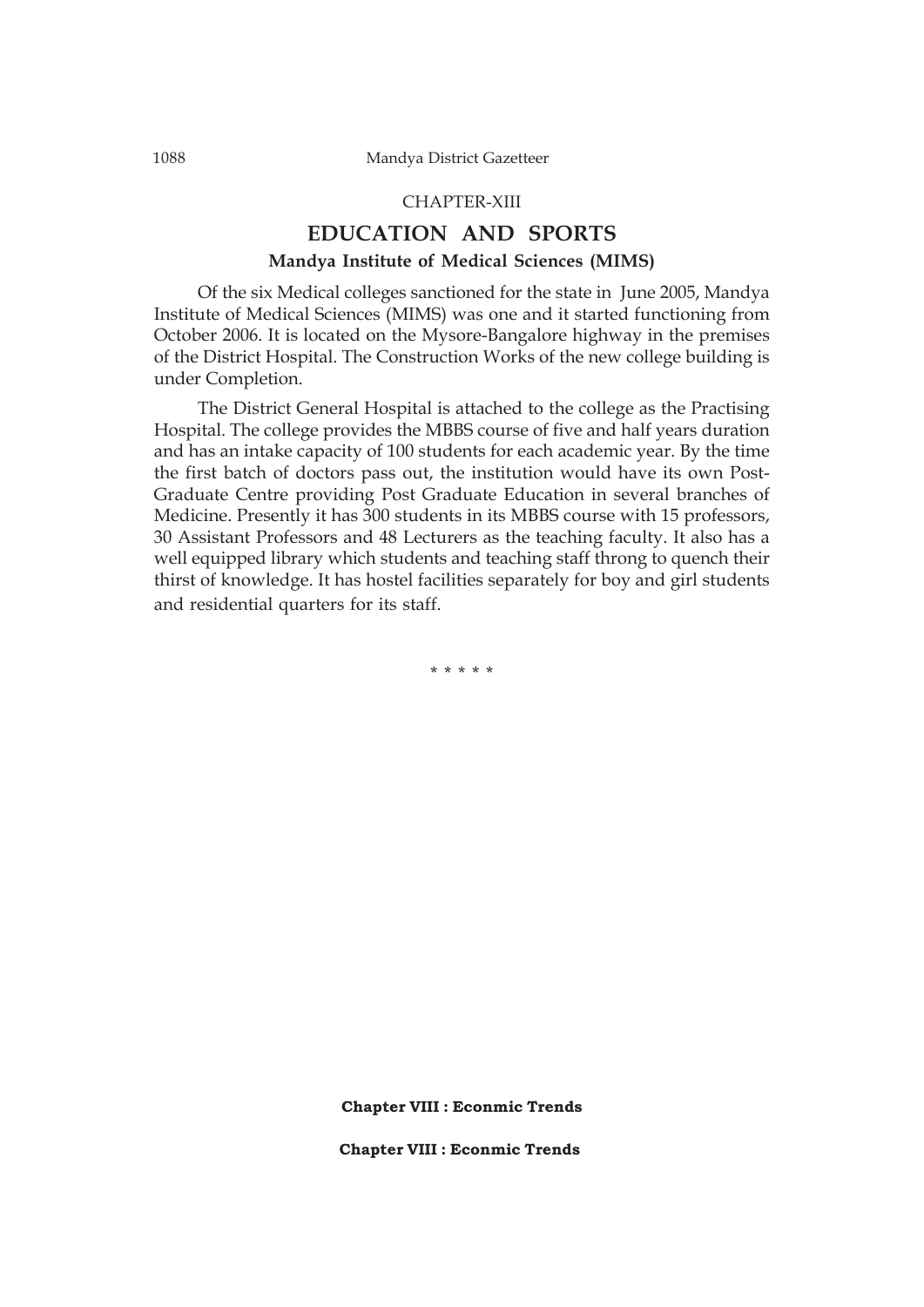CHAPTER-XIII

# EDUCATION AND SPORTS

### Mandya Institute of Medical Sciences (MIMS)

Of the six Medical colleges sanctioned for the state in June 2005, Mandya Institute of Medical Sciences (MIMS) was one and it started functioning from October 2006. It is located on the Mysore-Bangalore highway in the premises of the District Hospital. The Construction Works of the new college building is under Completion.

The District General Hospital is attached to the college as the Practising Hospital. The college provides the MBBS course of five and half years duration and has an intake capacity of 100 students for each academic year. By the time the first batch of doctors pass out, the institution would have its own Post-Graduate Centre providing Post Graduate Education in several branches of Medicine. Presently it has 300 students in its MBBS course with 15 professors, 30 Assistant Professors and 48 Lecturers as the teaching faculty. It also has a well equipped library which students and teaching staff throng to quench their thirst of knowledge. It has hostel facilities separately for boy and girl students and residential quarters for its staff.

* * * * *

**Chapter VIII : Econmic Trends**

**Chapter VIII : Econmic Trends**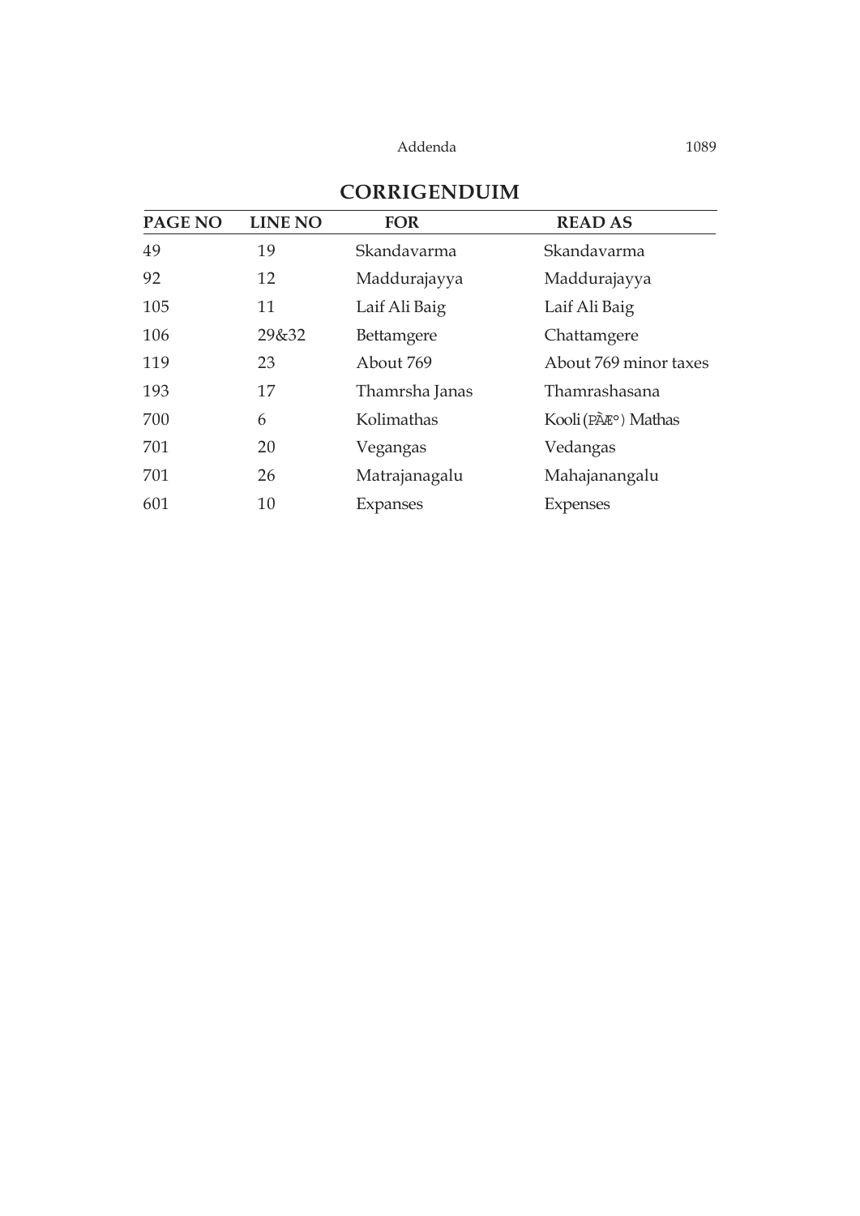## CORRIGENDUIM

| PAGE NO | LINE NO | FOR | READ AS |
|---|---|---|---|
| 49 | 19 | Skandavarma | Skandavarma |
| 92 | 12 | Maddurajayya | Maddurajayya |
| 105 | 11 | Laif Ali Baig | Laif Ali Baig |
| 106 | 29&32 | Bettamgere | Chattamgere |
| 119 | 23 | About 769 | About 769 minor taxes |
| 193 | 17 | Thamrsha Janas | Thamrashasana |
| 700 | 6 | Kolimathas | Kooli (PÀÆ°) Mathas |
| 701 | 20 | Vegangas | Vedangas |
| 701 | 26 | Matrajanagalu | Mahajanangalu |
| 601 | 10 | Expanses | Expenses |